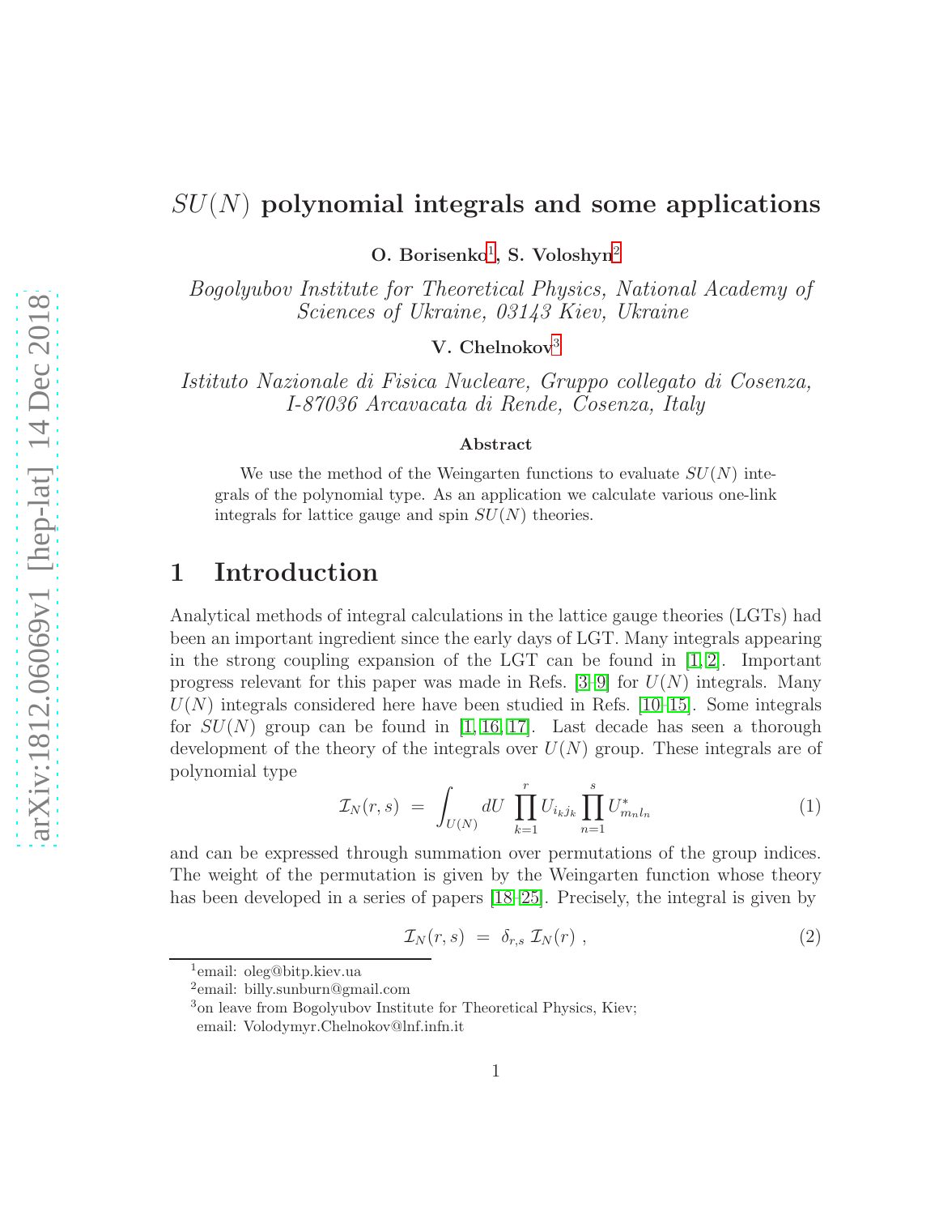# $SU(N)$ polynomial integrals and some applications

**O. Borisenko**[1], **S. Voloshyn**[2]

*Bogolyubov Institute for Theoretical Physics, National Academy of Sciences of Ukraine, 03143 Kiev, Ukraine*

**V. Chelnokov**[3]

*Istituto Nazionale di Fisica Nucleare, Gruppo collegato di Cosenza, I-87036 Arcavacata di Rende, Cosenza, Italy*

### Abstract

We use the method of the Weingarten functions to evaluate $SU(N)$ integrals of the polynomial type. As an application we calculate various one-link integrals for lattice gauge and spin $SU(N)$ theories.

## 1 Introduction

Analytical methods of integral calculations in the lattice gauge theories (LGTs) had been an important ingredient since the early days of LGT. Many integrals appearing in the strong coupling expansion of the LGT can be found in [1,2]. Important progress relevant for this paper was made in Refs. [3–9] for $U(N)$ integrals. Many $U(N)$ integrals considered here have been studied in Refs. [10–15]. Some integrals for $SU(N)$ group can be found in [1,16,17]. Last decade has seen a thorough development of the theory of the integrals over $U(N)$ group. These integrals are of polynomial type

$$\mathcal{I}_N(r,s) \ = \ \int_{U(N)} dU \ \prod_{k=1}^{r} U_{i_k j_k} \prod_{n=1}^{s} U^*_{m_n l_n} \tag{1}$$

and can be expressed through summation over permutations of the group indices. The weight of the permutation is given by the Weingarten function whose theory has been developed in a series of papers [18–25]. Precisely, the integral is given by

$$\mathcal{I}_N(r,s) \ = \ \delta_{r,s} \ \mathcal{I}_N(r) \ , \tag{2}$$

---

[1] email: oleg@bitp.kiev.ua

[2] email: billy.sunburn@gmail.com

[3] on leave from Bogolyubov Institute for Theoretical Physics, Kiev; email: Volodymyr.Chelnokov@lnf.infn.it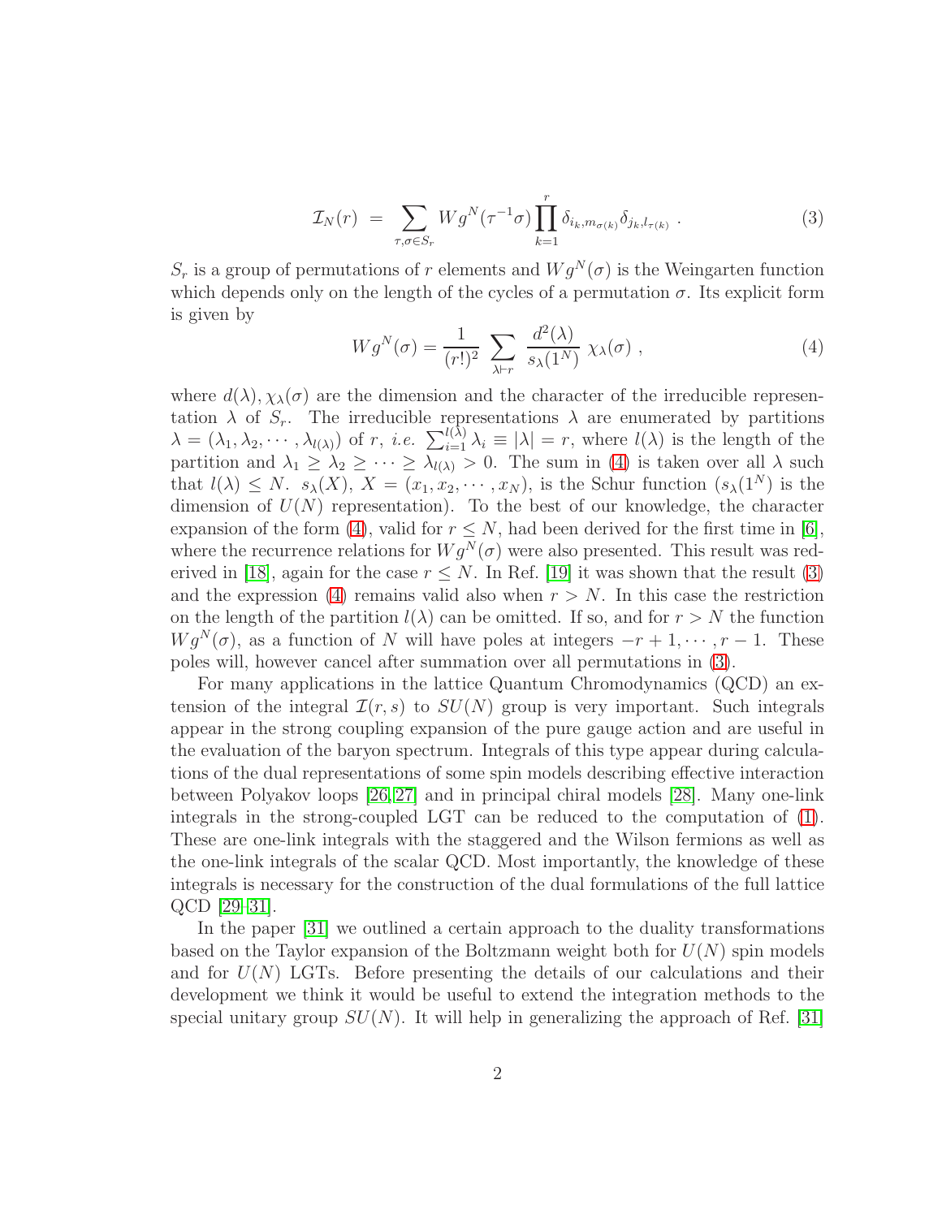$$\mathcal{I}_N(r) \;=\; \sum_{\tau,\sigma\in S_r} Wg^N(\tau^{-1}\sigma) \prod_{k=1}^{r} \delta_{i_k,m_{\sigma(k)}} \delta_{j_k,l_{\tau(k)}} \; . \tag{3}$$

$S_r$ is a group of permutations of $r$ elements and $Wg^N(\sigma)$ is the Weingarten function which depends only on the length of the cycles of a permutation $\sigma$. Its explicit form is given by

$$Wg^N(\sigma) = \frac{1}{(r!)^2} \sum_{\lambda\vdash r} \frac{d^2(\lambda)}{s_\lambda(1^N)} \, \chi_\lambda(\sigma) \; , \tag{4}$$

where $d(\lambda), \chi_\lambda(\sigma)$ are the dimension and the character of the irreducible representation $\lambda$ of $S_r$. The irreducible representations $\lambda$ are enumerated by partitions $\lambda = (\lambda_1, \lambda_2, \cdots, \lambda_{l(\lambda)})$ of $r$, *i.e.* $\sum_{i=1}^{l(\lambda)} \lambda_i \equiv |\lambda| = r$, where $l(\lambda)$ is the length of the partition and $\lambda_1 \geq \lambda_2 \geq \cdots \geq \lambda_{l(\lambda)} > 0$. The sum in (4) is taken over all $\lambda$ such that $l(\lambda) \leq N$. $s_\lambda(X)$, $X = (x_1, x_2, \cdots, x_N)$, is the Schur function ($s_\lambda(1^N)$ is the dimension of $U(N)$ representation). To the best of our knowledge, the character expansion of the form (4), valid for $r \leq N$, had been derived for the first time in [6], where the recurrence relations for $Wg^N(\sigma)$ were also presented. This result was rederived in [18], again for the case $r \leq N$. In Ref. [19] it was shown that the result (3) and the expression (4) remains valid also when $r > N$. In this case the restriction on the length of the partition $l(\lambda)$ can be omitted. If so, and for $r > N$ the function $Wg^N(\sigma)$, as a function of $N$ will have poles at integers $-r+1, \cdots, r-1$. These poles will, however cancel after summation over all permutations in (3).

For many applications in the lattice Quantum Chromodynamics (QCD) an extension of the integral $\mathcal{I}(r,s)$ to $SU(N)$ group is very important. Such integrals appear in the strong coupling expansion of the pure gauge action and are useful in the evaluation of the baryon spectrum. Integrals of this type appear during calculations of the dual representations of some spin models describing effective interaction between Polyakov loops [26, 27] and in principal chiral models [28]. Many one-link integrals in the strong-coupled LGT can be reduced to the computation of (1). These are one-link integrals with the staggered and the Wilson fermions as well as the one-link integrals of the scalar QCD. Most importantly, the knowledge of these integrals is necessary for the construction of the dual formulations of the full lattice QCD [29–31].

In the paper [31] we outlined a certain approach to the duality transformations based on the Taylor expansion of the Boltzmann weight both for $U(N)$ spin models and for $U(N)$ LGTs. Before presenting the details of our calculations and their development we think it would be useful to extend the integration methods to the special unitary group $SU(N)$. It will help in generalizing the approach of Ref. [31]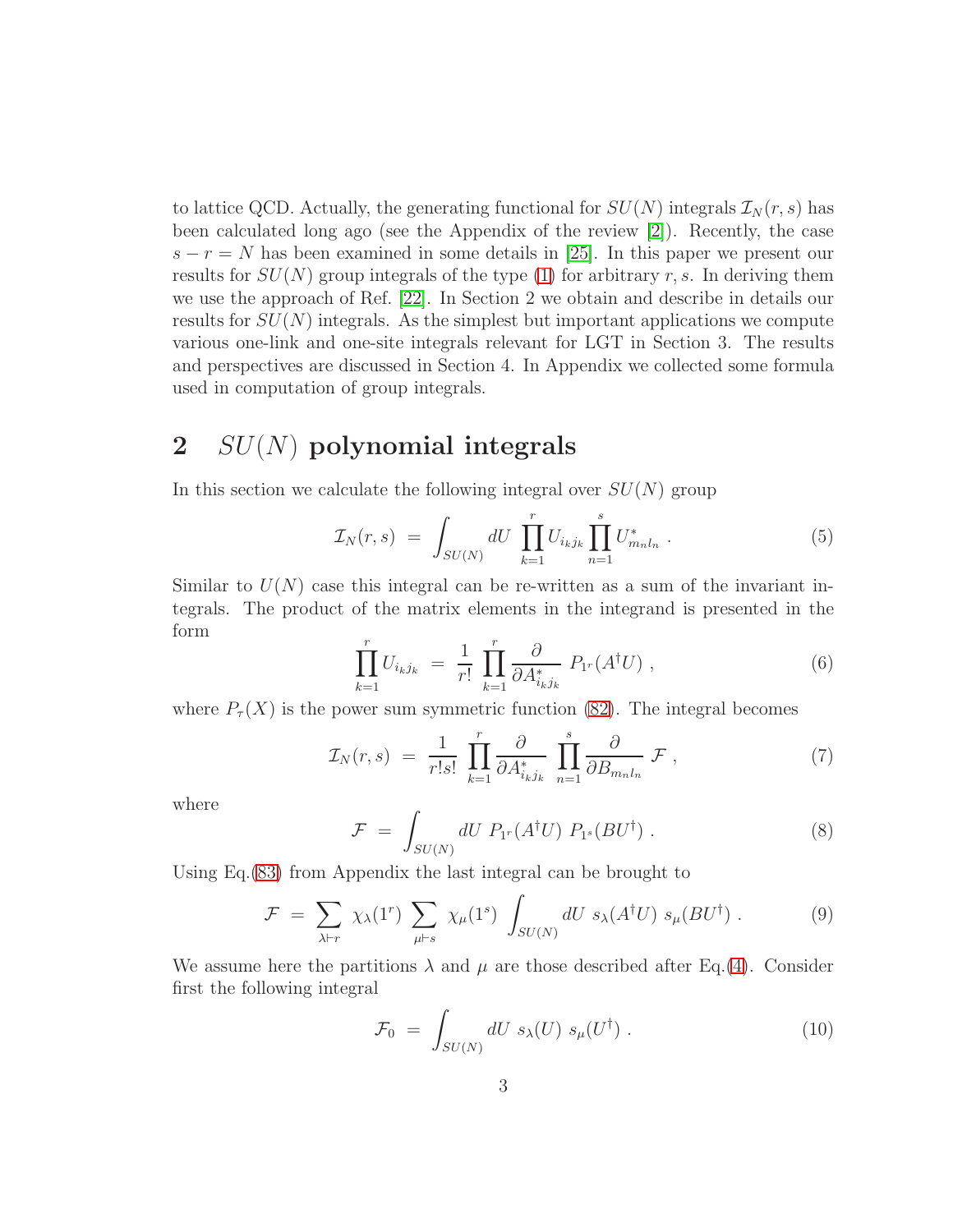to lattice QCD. Actually, the generating functional for $SU(N)$ integrals $\mathcal{I}_N(r,s)$ has been calculated long ago (see the Appendix of the review [2]). Recently, the case $s-r=N$ has been examined in some details in [25]. In this paper we present our results for $SU(N)$ group integrals of the type (1) for arbitrary $r,s$. In deriving them we use the approach of Ref. [22]. In Section 2 we obtain and describe in details our results for $SU(N)$ integrals. As the simplest but important applications we compute various one-link and one-site integrals relevant for LGT in Section 3. The results and perspectives are discussed in Section 4. In Appendix we collected some formula used in computation of group integrals.

## 2 $SU(N)$ polynomial integrals

In this section we calculate the following integral over $SU(N)$ group

$$\mathcal{I}_N(r,s) \;=\; \int_{SU(N)} dU \; \prod_{k=1}^{r} U_{i_k j_k} \prod_{n=1}^{s} U^*_{m_n l_n} \; . \tag{5}$$

Similar to $U(N)$ case this integral can be re-written as a sum of the invariant integrals. The product of the matrix elements in the integrand is presented in the form

$$\prod_{k=1}^{r} U_{i_k j_k} \;=\; \frac{1}{r!} \prod_{k=1}^{r} \frac{\partial}{\partial A^*_{i_k j_k}} \; P_{1^r}(A^\dagger U) \; , \tag{6}$$

where $P_\tau(X)$ is the power sum symmetric function (82). The integral becomes

$$\mathcal{I}_N(r,s) \;=\; \frac{1}{r!s!} \prod_{k=1}^{r} \frac{\partial}{\partial A^*_{i_k j_k}} \prod_{n=1}^{s} \frac{\partial}{\partial B_{m_n l_n}} \; \mathcal{F} \; , \tag{7}$$

where

$$\mathcal{F} \;=\; \int_{SU(N)} dU \; P_{1^r}(A^\dagger U) \; P_{1^s}(BU^\dagger) \; . \tag{8}$$

Using Eq.(83) from Appendix the last integral can be brought to

$$\mathcal{F} \;=\; \sum_{\lambda \vdash r} \; \chi_\lambda(1^r) \sum_{\mu \vdash s} \; \chi_\mu(1^s) \; \int_{SU(N)} dU \; s_\lambda(A^\dagger U) \; s_\mu(BU^\dagger) \; . \tag{9}$$

We assume here the partitions $\lambda$ and $\mu$ are those described after Eq.(4). Consider first the following integral

$$\mathcal{F}_0 \;=\; \int_{SU(N)} dU \; s_\lambda(U) \; s_\mu(U^\dagger) \; . \tag{10}$$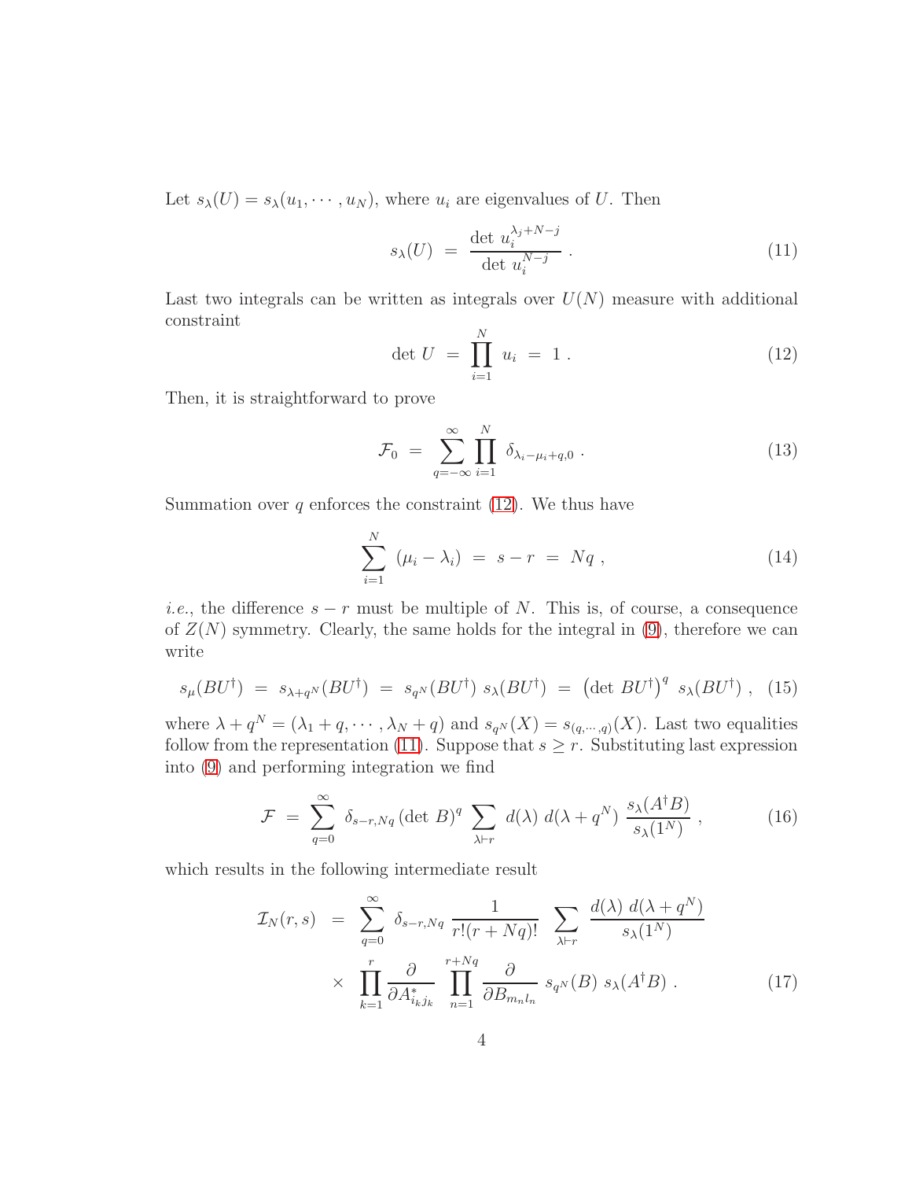Let $s_\lambda(U) = s_\lambda(u_1, \cdots, u_N)$, where $u_i$ are eigenvalues of $U$. Then

$$s_\lambda(U) \;=\; \frac{\det\, u_i^{\lambda_j+N-j}}{\det\, u_i^{N-j}} \;. \tag{11}$$

Last two integrals can be written as integrals over $U(N)$ measure with additional constraint

$$\det\, U \;=\; \prod_{i=1}^{N} u_i \;=\; 1 \;. \tag{12}$$

Then, it is straightforward to prove

$$\mathcal{F}_0 \;=\; \sum_{q=-\infty}^{\infty} \prod_{i=1}^{N} \delta_{\lambda_i - \mu_i + q, 0} \;. \tag{13}$$

Summation over $q$ enforces the constraint (12). We thus have

$$\sum_{i=1}^{N} \left(\mu_i - \lambda_i\right) \;=\; s - r \;=\; Nq \;, \tag{14}$$

*i.e.*, the difference $s - r$ must be multiple of $N$. This is, of course, a consequence of $Z(N)$ symmetry. Clearly, the same holds for the integral in (9), therefore we can write

$$s_\mu(BU^\dagger) \;=\; s_{\lambda+q^N}(BU^\dagger) \;=\; s_{q^N}(BU^\dagger)\; s_\lambda(BU^\dagger) \;=\; \left(\det\, BU^\dagger\right)^q \; s_\lambda(BU^\dagger) \;, \tag{15}$$

where $\lambda + q^N = (\lambda_1 + q, \cdots, \lambda_N + q)$ and $s_{q^N}(X) = s_{(q,\cdots,q)}(X)$. Last two equalities follow from the representation (11). Suppose that $s \geq r$. Substituting last expression into (9) and performing integration we find

$$\mathcal{F} \;=\; \sum_{q=0}^{\infty} \delta_{s-r,Nq} \left(\det\, B\right)^q \sum_{\lambda \vdash r} d(\lambda)\; d(\lambda + q^N)\; \frac{s_\lambda(A^\dagger B)}{s_\lambda(1^N)} \;, \tag{16}$$

which results in the following intermediate result

$$\begin{aligned} \mathcal{I}_N(r,s) \;&=\; \sum_{q=0}^{\infty} \delta_{s-r,Nq}\, \frac{1}{r!(r+Nq)!} \sum_{\lambda \vdash r} \frac{d(\lambda)\; d(\lambda + q^N)}{s_\lambda(1^N)} \\ &\times\; \prod_{k=1}^{r} \frac{\partial}{\partial A^*_{i_k j_k}} \prod_{n=1}^{r+Nq} \frac{\partial}{\partial B_{m_n l_n}}\; s_{q^N}(B)\; s_\lambda(A^\dagger B) \;. \end{aligned} \tag{17}$$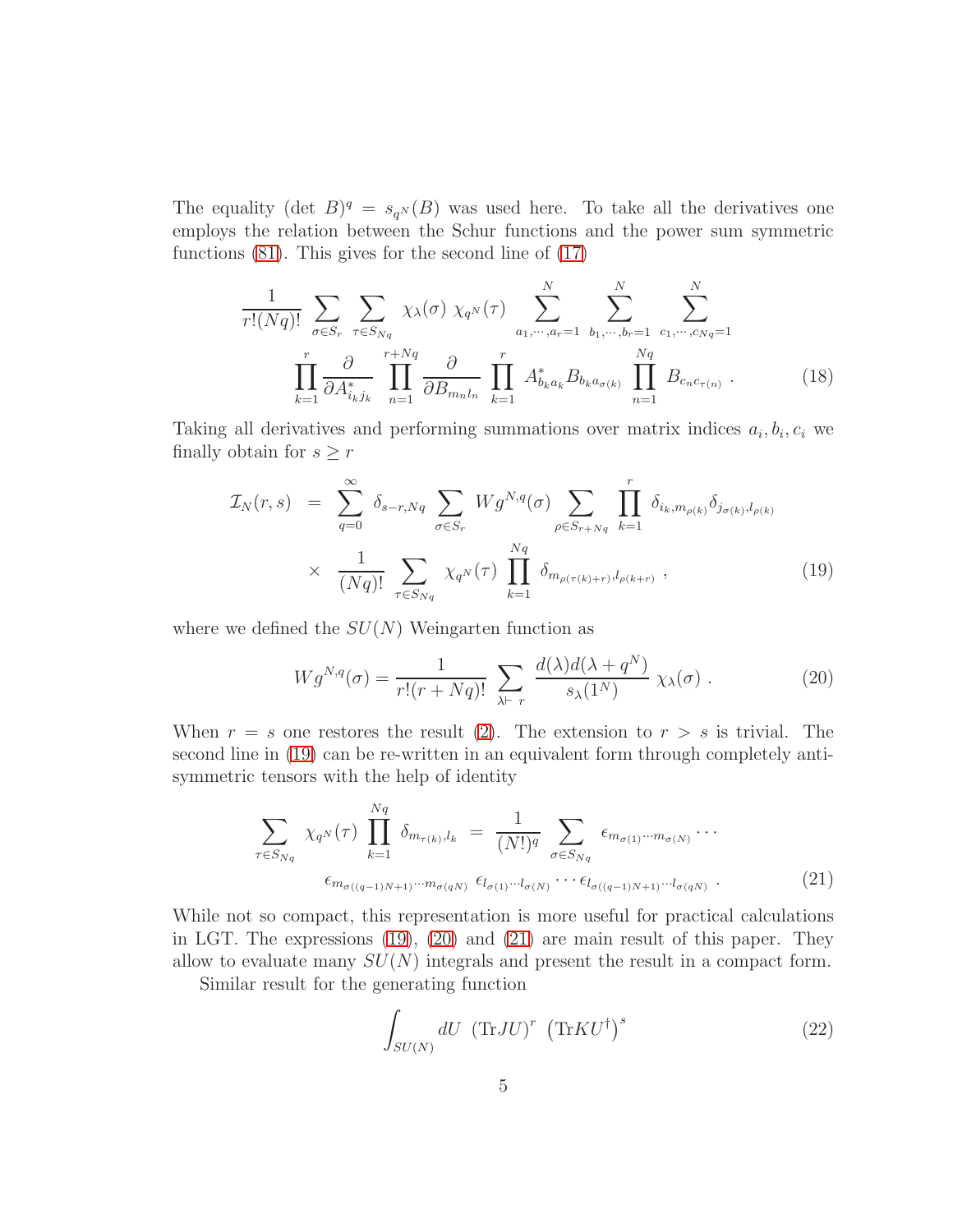The equality $(\det B)^q = s_{q^N}(B)$ was used here. To take all the derivatives one employs the relation between the Schur functions and the power sum symmetric functions (81). This gives for the second line of (17)

$$
\frac{1}{r!(Nq)!} \sum_{\sigma\in S_r} \sum_{\tau\in S_{Nq}} \chi_\lambda(\sigma)\ \chi_{q^N}(\tau) \sum_{a_1,\cdots,a_r=1}^{N} \sum_{b_1,\cdots,b_r=1}^{N} \sum_{c_1,\cdots,c_{Nq}=1}^{N}
$$

$$
\prod_{k=1}^{r} \frac{\partial}{\partial A^*_{i_k j_k}} \prod_{n=1}^{r+Nq} \frac{\partial}{\partial B_{m_n l_n}} \prod_{k=1}^{r} A^*_{b_k a_k} B_{b_k a_{\sigma(k)}} \prod_{n=1}^{Nq} B_{c_n c_{\tau(n)}} \ . \tag{18}
$$

Taking all derivatives and performing summations over matrix indices $a_i, b_i, c_i$ we finally obtain for $s \geq r$

$$
\begin{aligned}
\mathcal{I}_N(r,s) &= \sum_{q=0}^{\infty} \delta_{s-r,Nq} \sum_{\sigma\in S_r} Wg^{N,q}(\sigma) \sum_{\rho\in S_{r+Nq}} \prod_{k=1}^{r} \delta_{i_k,m_{\rho(k)}} \delta_{j_{\sigma(k)},l_{\rho(k)}} \\
&\times \frac{1}{(Nq)!} \sum_{\tau\in S_{Nq}} \chi_{q^N}(\tau) \prod_{k=1}^{Nq} \delta_{m_{\rho(\tau(k)+r)},l_{\rho(k+r)}} \ ,
\end{aligned} \tag{19}
$$

where we defined the $SU(N)$ Weingarten function as

$$
Wg^{N,q}(\sigma) = \frac{1}{r!(r+Nq)!} \sum_{\lambda\vdash\ r} \frac{d(\lambda) d(\lambda+q^N)}{s_\lambda(1^N)}\ \chi_\lambda(\sigma) \ . \tag{20}
$$

When $r = s$ one restores the result (2). The extension to $r > s$ is trivial. The second line in (19) can be re-written in an equivalent form through completely anti-symmetric tensors with the help of identity

$$
\begin{aligned}
\sum_{\tau\in S_{Nq}} \chi_{q^N}(\tau) \prod_{k=1}^{Nq} \delta_{m_{\tau(k)},l_k} &= \frac{1}{(N!)^q} \sum_{\sigma\in S_{Nq}} \epsilon_{m_{\sigma(1)}\cdots m_{\sigma(N)}} \cdots \\
&\epsilon_{m_{\sigma((q-1)N+1)}\cdots m_{\sigma(qN)}}\ \epsilon_{l_{\sigma(1)}\cdots l_{\sigma(N)}} \cdots \epsilon_{l_{\sigma((q-1)N+1)}\cdots l_{\sigma(qN)}} \ .
\end{aligned} \tag{21}
$$

While not so compact, this representation is more useful for practical calculations in LGT. The expressions (19), (20) and (21) are main result of this paper. They allow to evaluate many $SU(N)$ integrals and present the result in a compact form.

Similar result for the generating function

$$
\int_{SU(N)} dU\ \left(\mathrm{Tr} JU\right)^r\ \left(\mathrm{Tr} KU^\dagger\right)^s \tag{22}
$$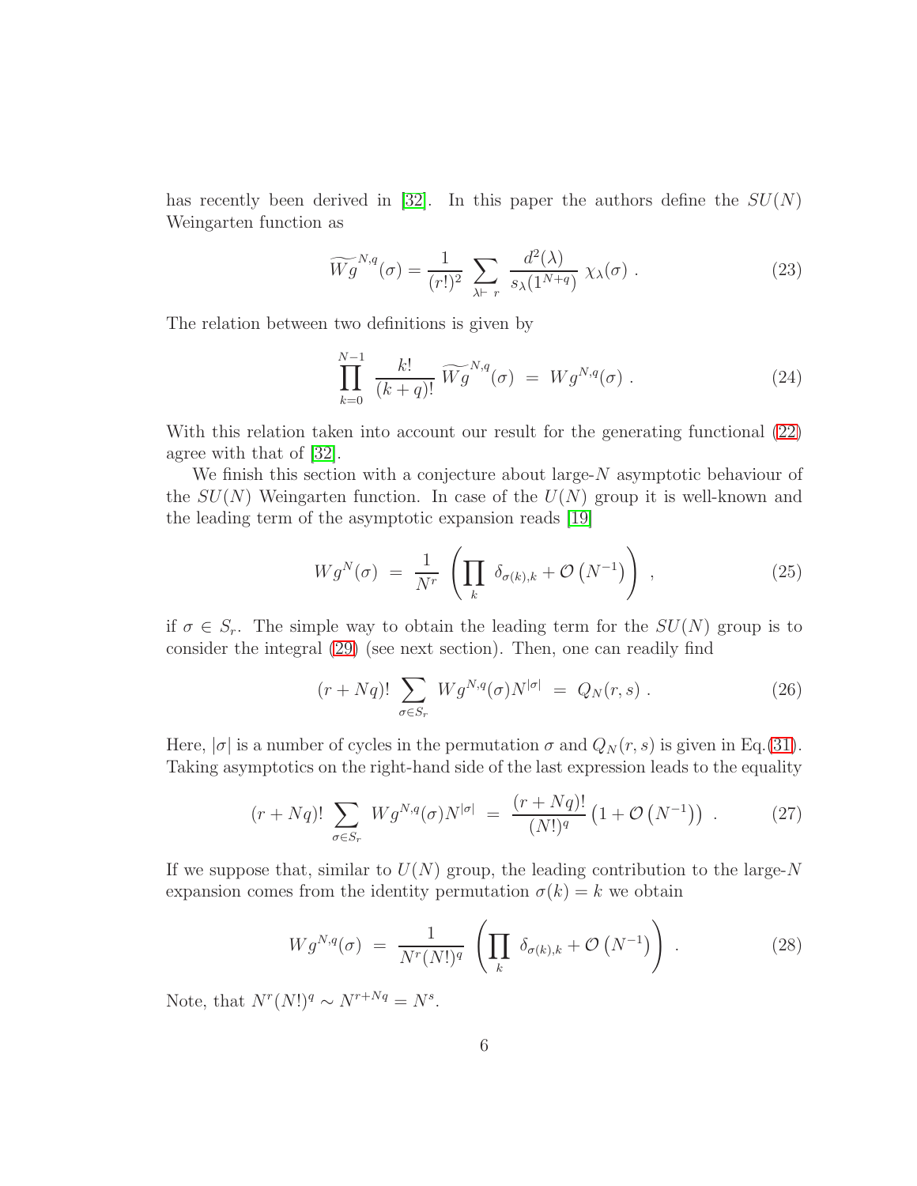has recently been derived in [32]. In this paper the authors define the $SU(N)$ Weingarten function as

$$\widetilde{Wg}^{N,q}(\sigma) = \frac{1}{(r!)^2} \sum_{\lambda \vdash r} \frac{d^2(\lambda)}{s_\lambda(1^{N+q})} \chi_\lambda(\sigma) \; . \tag{23}$$

The relation between two definitions is given by

$$\prod_{k=0}^{N-1} \frac{k!}{(k+q)!} \, \widetilde{Wg}^{N,q}(\sigma) \; = \; Wg^{N,q}(\sigma) \; . \tag{24}$$

With this relation taken into account our result for the generating functional (22) agree with that of [32].

We finish this section with a conjecture about large-$N$ asymptotic behaviour of the $SU(N)$ Weingarten function. In case of the $U(N)$ group it is well-known and the leading term of the asymptotic expansion reads [19]

$$Wg^{N}(\sigma) \; = \; \frac{1}{N^r} \left( \prod_k \delta_{\sigma(k),k} + \mathcal{O}\left(N^{-1}\right) \right) \; , \tag{25}$$

if $\sigma \in S_r$. The simple way to obtain the leading term for the $SU(N)$ group is to consider the integral (29) (see next section). Then, one can readily find

$$(r+Nq)! \sum_{\sigma \in S_r} Wg^{N,q}(\sigma) N^{|\sigma|} \; = \; Q_N(r,s) \; . \tag{26}$$

Here, $|\sigma|$ is a number of cycles in the permutation $\sigma$ and $Q_N(r,s)$ is given in Eq.(31). Taking asymptotics on the right-hand side of the last expression leads to the equality

$$(r+Nq)! \sum_{\sigma \in S_r} Wg^{N,q}(\sigma) N^{|\sigma|} \; = \; \frac{(r+Nq)!}{(N!)^q} \left(1 + \mathcal{O}\left(N^{-1}\right)\right) \; . \tag{27}$$

If we suppose that, similar to $U(N)$ group, the leading contribution to the large-$N$ expansion comes from the identity permutation $\sigma(k) = k$ we obtain

$$Wg^{N,q}(\sigma) \; = \; \frac{1}{N^r (N!)^q} \left( \prod_k \delta_{\sigma(k),k} + \mathcal{O}\left(N^{-1}\right) \right) \; . \tag{28}$$

Note, that $N^r (N!)^q \sim N^{r+Nq} = N^s$.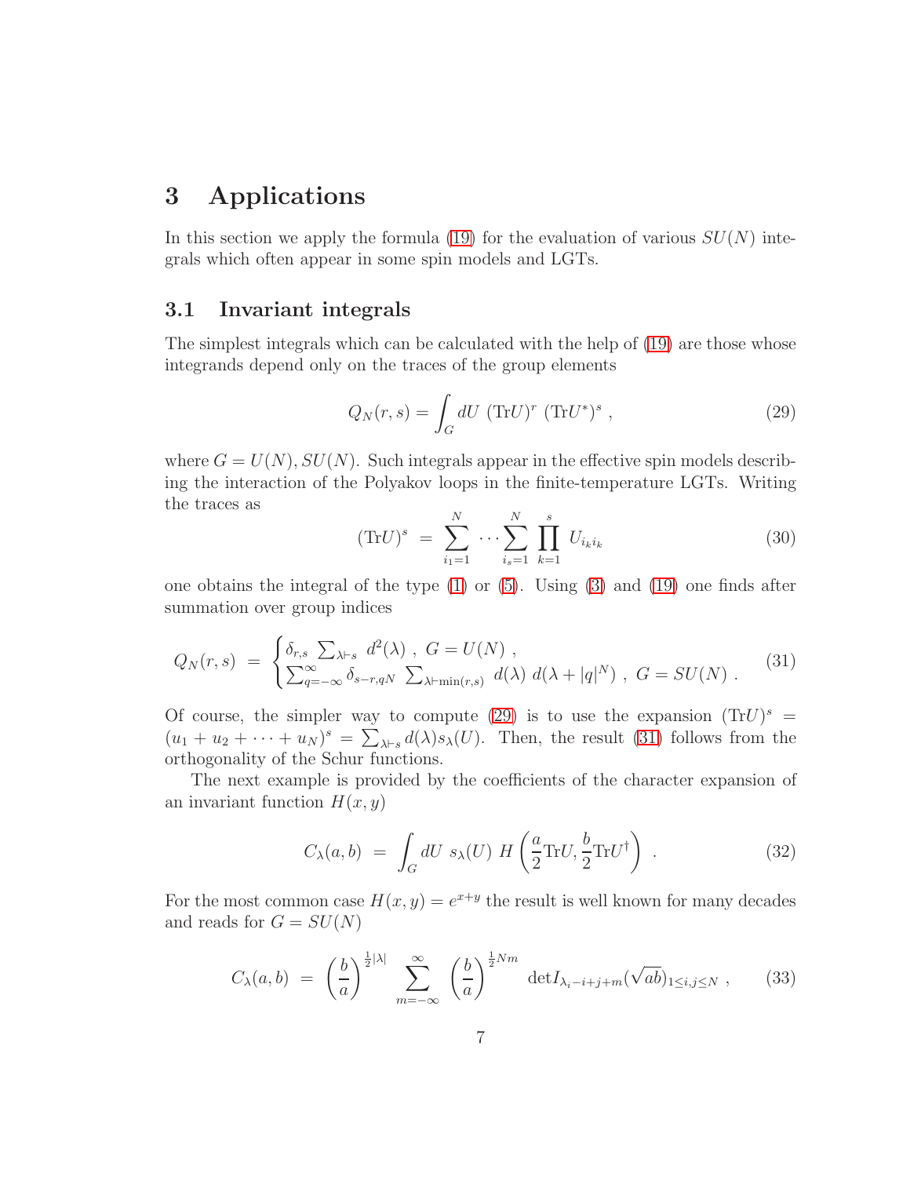# 3 Applications

In this section we apply the formula (19) for the evaluation of various $SU(N)$ integrals which often appear in some spin models and LGTs.

## 3.1 Invariant integrals

The simplest integrals which can be calculated with the help of (19) are those whose integrands depend only on the traces of the group elements

$$Q_N(r,s) = \int_G dU \; (\mathrm{Tr}U)^r \; (\mathrm{Tr}U^*)^s \; , \tag{29}$$

where $G = U(N), SU(N)$. Such integrals appear in the effective spin models describing the interaction of the Polyakov loops in the finite-temperature LGTs. Writing the traces as

$$(\mathrm{Tr}U)^s \;=\; \sum_{i_1=1}^{N} \cdots \sum_{i_s=1}^{N} \prod_{k=1}^{s} U_{i_k i_k} \tag{30}$$

one obtains the integral of the type (1) or (5). Using (3) and (19) one finds after summation over group indices

$$Q_N(r,s) \;=\; \begin{cases} \delta_{r,s} \sum_{\lambda \vdash s} \; d^2(\lambda) \; , \; G = U(N) \; , \\ \sum_{q=-\infty}^{\infty} \delta_{s-r,qN} \; \sum_{\lambda \vdash \min(r,s)} \; d(\lambda) \; d(\lambda + |q|^N) \; , \; G = SU(N) \; . \end{cases} \tag{31}$$

Of course, the simpler way to compute (29) is to use the expansion $(\mathrm{Tr}U)^s = (u_1 + u_2 + \cdots + u_N)^s = \sum_{\lambda \vdash s} d(\lambda) s_\lambda(U)$. Then, the result (31) follows from the orthogonality of the Schur functions.

The next example is provided by the coefficients of the character expansion of an invariant function $H(x,y)$

$$C_\lambda(a,b) \;=\; \int_G dU \; s_\lambda(U) \; H\left(\frac{a}{2}\mathrm{Tr}U, \frac{b}{2}\mathrm{Tr}U^\dagger\right) \; . \tag{32}$$

For the most common case $H(x,y) = e^{x+y}$ the result is well known for many decades and reads for $G = SU(N)$

$$C_\lambda(a,b) \;=\; \left(\frac{b}{a}\right)^{\frac{1}{2}|\lambda|} \; \sum_{m=-\infty}^{\infty} \; \left(\frac{b}{a}\right)^{\frac{1}{2}Nm} \; \det I_{\lambda_i - i + j + m}(\sqrt{ab})_{1 \le i,j \le N} \; , \tag{33}$$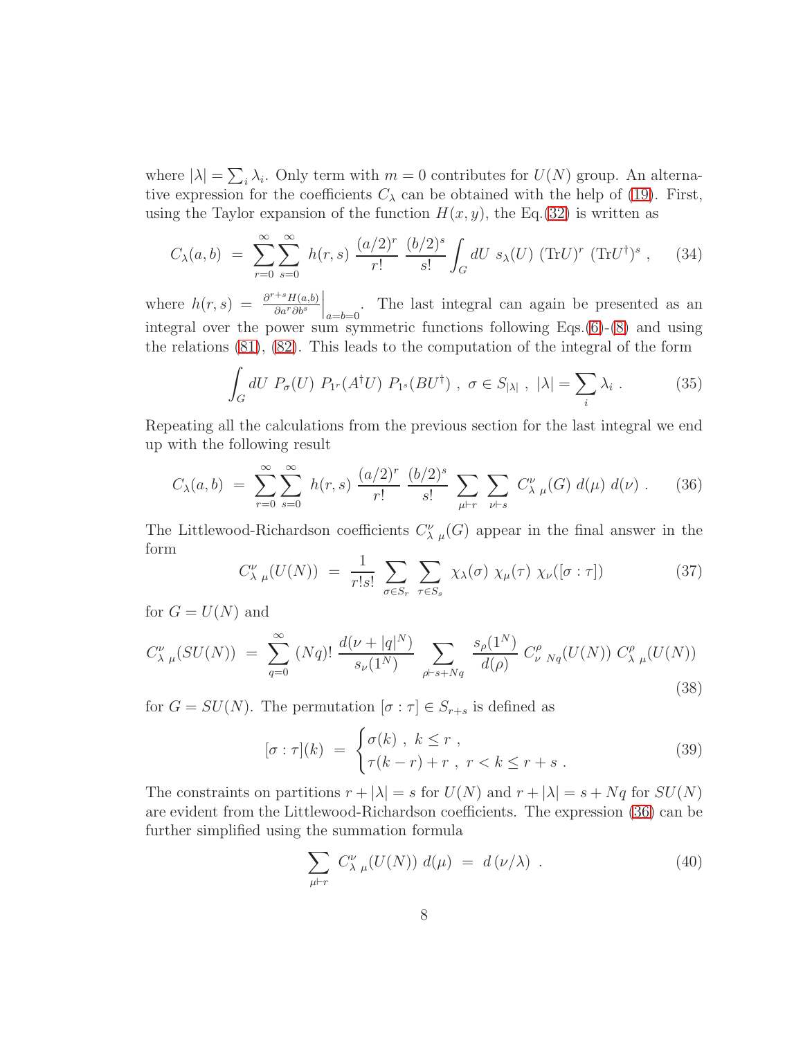where $|\lambda| = \sum_i \lambda_i$. Only term with $m = 0$ contributes for $U(N)$ group. An alternative expression for the coefficients $C_\lambda$ can be obtained with the help of (19). First, using the Taylor expansion of the function $H(x, y)$, the Eq.(32) is written as

$$C_\lambda(a,b) \; = \; \sum_{r=0}^{\infty}\sum_{s=0}^{\infty} \; h(r,s) \; \frac{(a/2)^r}{r!} \; \frac{(b/2)^s}{s!} \int_G dU \; s_\lambda(U) \; (\mathrm{Tr}U)^r \; (\mathrm{Tr}U^\dagger)^s \; , \tag{34}$$

where $h(r,s) = \left. \frac{\partial^{r+s} H(a,b)}{\partial a^r \partial b^s} \right|_{a=b=0}$. The last integral can again be presented as an integral over the power sum symmetric functions following Eqs.(6)-(8) and using the relations (81), (82). This leads to the computation of the integral of the form

$$\int_G dU \; P_\sigma(U) \; P_{1^r}(A^\dagger U) \; P_{1^s}(BU^\dagger) \; , \; \sigma \in S_{|\lambda|} \; , \; |\lambda| = \sum_i \lambda_i \; . \tag{35}$$

Repeating all the calculations from the previous section for the last integral we end up with the following result

$$C_\lambda(a,b) \; = \; \sum_{r=0}^{\infty}\sum_{s=0}^{\infty} \; h(r,s) \; \frac{(a/2)^r}{r!} \; \frac{(b/2)^s}{s!} \; \sum_{\mu \vdash r} \; \sum_{\nu \vdash s} \; C^{\nu}_{\lambda \; \mu}(G) \; d(\mu) \; d(\nu) \; . \tag{36}$$

The Littlewood-Richardson coefficients $C^{\nu}_{\lambda \; \mu}(G)$ appear in the final answer in the form

$$C^{\nu}_{\lambda \; \mu}(U(N)) \; = \; \frac{1}{r!s!} \; \sum_{\sigma \in S_r} \; \sum_{\tau \in S_s} \; \chi_\lambda(\sigma) \; \chi_\mu(\tau) \; \chi_\nu([\sigma : \tau]) \tag{37}$$

for $G = U(N)$ and

$$C^{\nu}_{\lambda \; \mu}(SU(N)) \; = \; \sum_{q=0}^{\infty} \; (Nq)! \; \frac{d(\nu + |q|^N)}{s_\nu(1^N)} \; \sum_{\rho \vdash s+Nq} \; \frac{s_\rho(1^N)}{d(\rho)} \; C^{\rho}_{\nu \; Nq}(U(N)) \; C^{\rho}_{\lambda \; \mu}(U(N)) \tag{38}$$

for $G = SU(N)$. The permutation $[\sigma : \tau] \in S_{r+s}$ is defined as

$$[\sigma : \tau](k) \; = \; \begin{cases} \sigma(k) \; , \; k \leq r \; , \\ \tau(k-r) + r \; , \; r < k \leq r+s \; . \end{cases} \tag{39}$$

The constraints on partitions $r + |\lambda| = s$ for $U(N)$ and $r + |\lambda| = s + Nq$ for $SU(N)$ are evident from the Littlewood-Richardson coefficients. The expression (36) can be further simplified using the summation formula

$$\sum_{\mu \vdash r} \; C^{\nu}_{\lambda \; \mu}(U(N)) \; d(\mu) \; = \; d\left(\nu/\lambda\right) \; . \tag{40}$$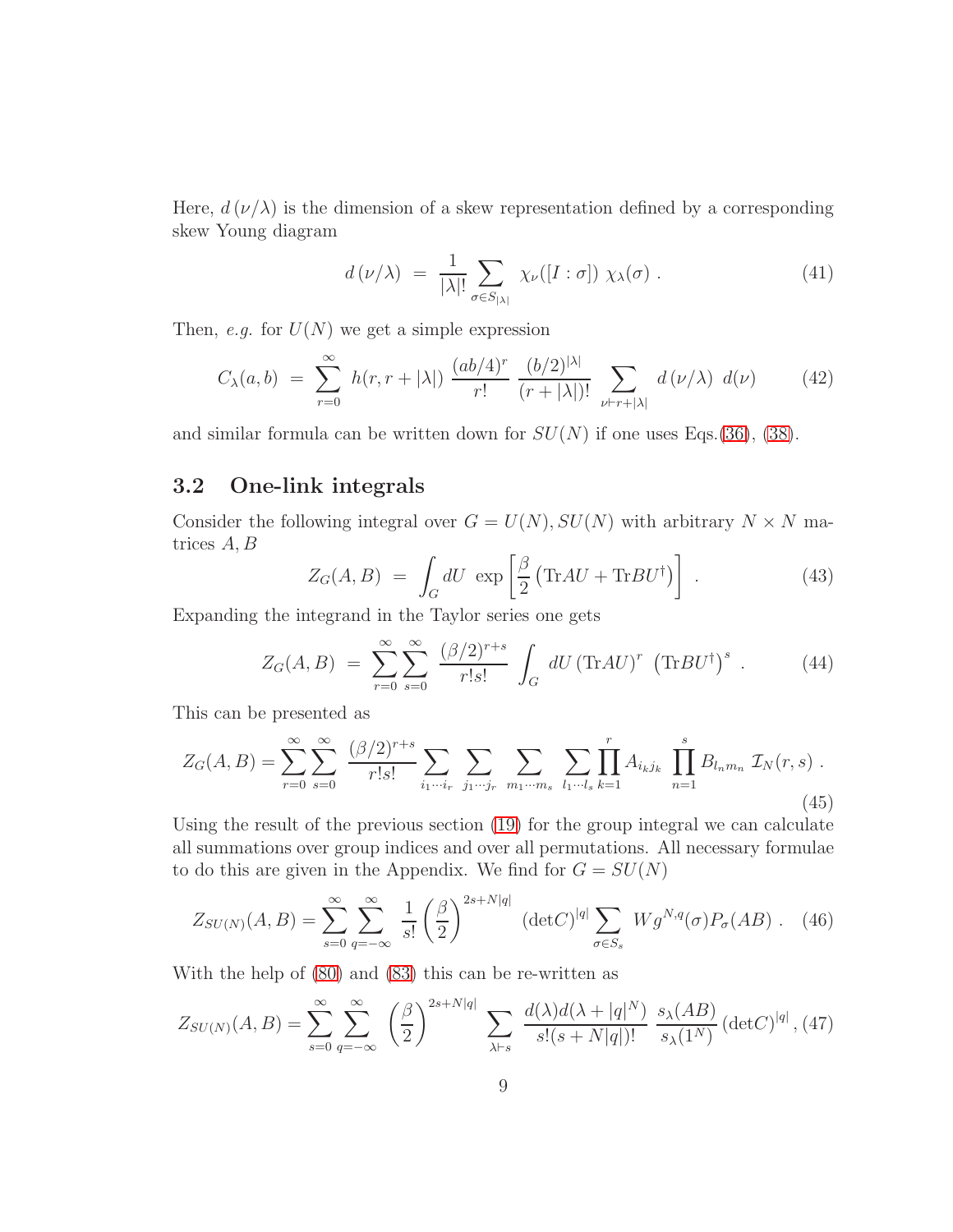Here, $d(\nu/\lambda)$ is the dimension of a skew representation defined by a corresponding skew Young diagram

$$d(\nu/\lambda) \ = \ \frac{1}{|\lambda|!} \sum_{\sigma \in S_{|\lambda|}} \ \chi_\nu([I:\sigma]) \ \chi_\lambda(\sigma) \ . \tag{41}$$

Then, *e.g.* for $U(N)$ we get a simple expression

$$C_\lambda(a,b) \ = \ \sum_{r=0}^{\infty} \ h(r, r+|\lambda|) \ \frac{(ab/4)^r}{r!} \ \frac{(b/2)^{|\lambda|}}{(r+|\lambda|)!} \ \sum_{\nu \vdash r+|\lambda|} d(\nu/\lambda) \ d(\nu) \tag{42}$$

and similar formula can be written down for $SU(N)$ if one uses Eqs.(36), (38).

## 3.2 One-link integrals

Consider the following integral over $G = U(N), SU(N)$ with arbitrary $N \times N$ matrices $A, B$

$$Z_G(A,B) \ = \ \int_G dU \ \exp\left[\frac{\beta}{2}\left(\mathrm{Tr}AU + \mathrm{Tr}BU^\dagger\right)\right] \ . \tag{43}$$

Expanding the integrand in the Taylor series one gets

$$Z_G(A,B) \ = \ \sum_{r=0}^{\infty}\sum_{s=0}^{\infty} \ \frac{(\beta/2)^{r+s}}{r!s!} \ \int_G \ dU \left(\mathrm{Tr}AU\right)^r \ \left(\mathrm{Tr}BU^\dagger\right)^s \ . \tag{44}$$

This can be presented as

$$Z_G(A,B) = \sum_{r=0}^{\infty}\sum_{s=0}^{\infty} \ \frac{(\beta/2)^{r+s}}{r!s!} \sum_{i_1 \cdots i_r} \ \sum_{j_1 \cdots j_r} \ \sum_{m_1 \cdots m_s} \ \sum_{l_1 \cdots l_s} \prod_{k=1}^{r} A_{i_k j_k} \ \prod_{n=1}^{s} B_{l_n m_n} \ \mathcal{I}_N(r,s) \ . \tag{45}$$

Using the result of the previous section (19) for the group integral we can calculate all summations over group indices and over all permutations. All necessary formulae to do this are given in the Appendix. We find for $G = SU(N)$

$$Z_{SU(N)}(A,B) = \sum_{s=0}^{\infty}\sum_{q=-\infty}^{\infty} \ \frac{1}{s!}\left(\frac{\beta}{2}\right)^{2s+N|q|} \ (\det C)^{|q|} \sum_{\sigma \in S_s} \ Wg^{N,q}(\sigma) P_\sigma(AB) \ . \tag{46}$$

With the help of (80) and (83) this can be re-written as

$$Z_{SU(N)}(A,B) = \sum_{s=0}^{\infty}\sum_{q=-\infty}^{\infty} \ \left(\frac{\beta}{2}\right)^{2s+N|q|} \ \sum_{\lambda \vdash s} \ \frac{d(\lambda) d(\lambda + |q|^N)}{s!(s+N|q|)!} \ \frac{s_\lambda(AB)}{s_\lambda(1^N)} \left(\det C\right)^{|q|}, \tag{47}$$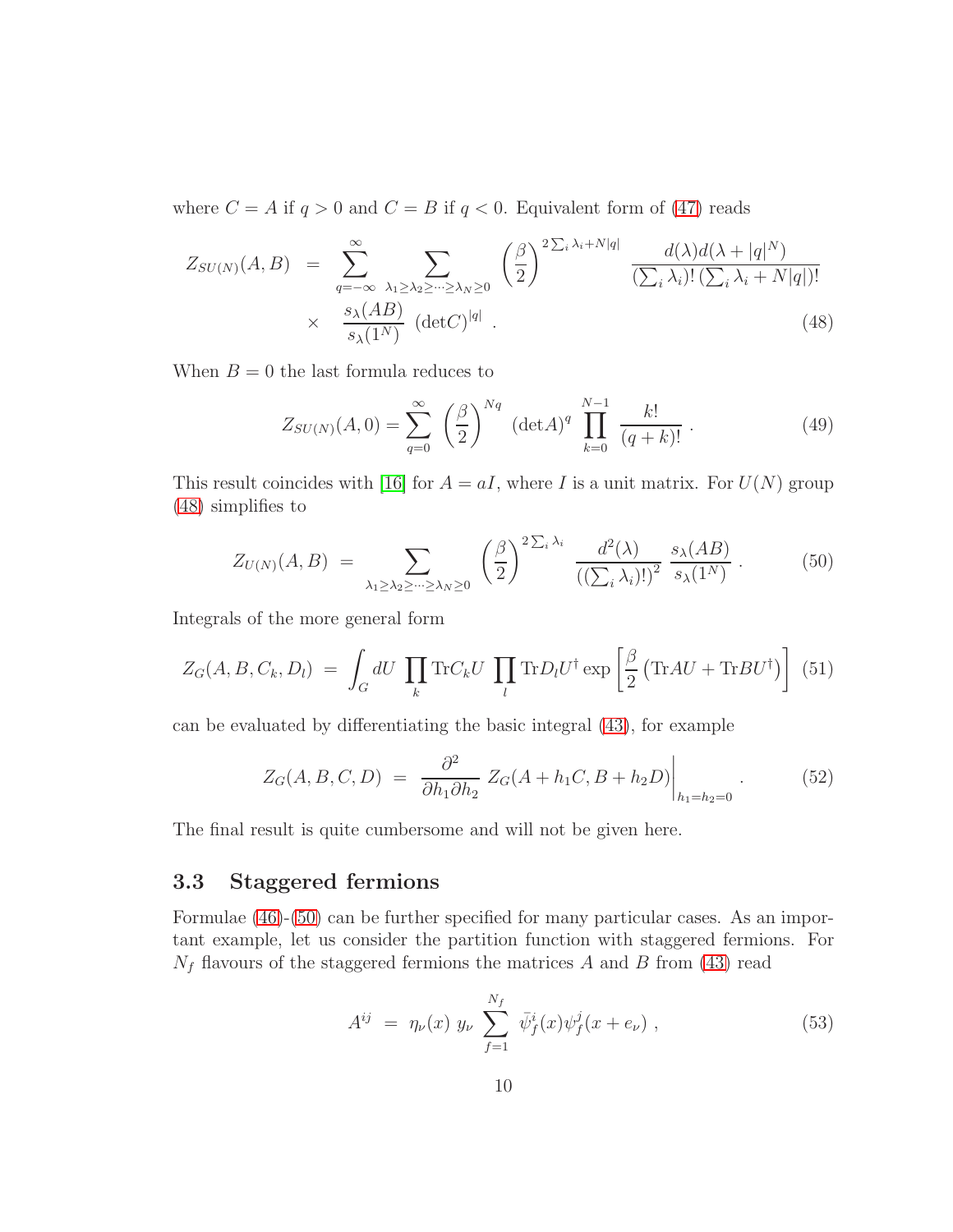where $C = A$ if $q > 0$ and $C = B$ if $q < 0$. Equivalent form of (47) reads

$$
\begin{aligned}
Z_{SU(N)}(A,B) \ &= \ \sum_{q=-\infty}^{\infty} \ \sum_{\lambda_1 \geq \lambda_2 \geq \cdots \geq \lambda_N \geq 0} \ \left(\frac{\beta}{2}\right)^{2\sum_i \lambda_i + N|q|} \ \frac{d(\lambda) d(\lambda + |q|^N)}{(\sum_i \lambda_i)! \, (\sum_i \lambda_i + N|q|)!} \\
&\times \ \ \frac{s_\lambda(AB)}{s_\lambda(1^N)} \ (\det C)^{|q|} \ . \qquad (48)
\end{aligned}
$$

When $B = 0$ the last formula reduces to

$$
Z_{SU(N)}(A,0) = \sum_{q=0}^{\infty} \ \left(\frac{\beta}{2}\right)^{Nq} \ (\det A)^q \ \prod_{k=0}^{N-1} \ \frac{k!}{(q+k)!} \ . \qquad (49)
$$

This result coincides with [16] for $A = aI$, where $I$ is a unit matrix. For $U(N)$ group (48) simplifies to

$$
Z_{U(N)}(A,B) \ = \ \sum_{\lambda_1 \geq \lambda_2 \geq \cdots \geq \lambda_N \geq 0} \ \left(\frac{\beta}{2}\right)^{2\sum_i \lambda_i} \ \frac{d^2(\lambda)}{\left((\sum_i \lambda_i)!\right)^2} \ \frac{s_\lambda(AB)}{s_\lambda(1^N)} \ . \qquad (50)
$$

Integrals of the more general form

$$
Z_G(A,B,C_k,D_l) \ = \ \int_G dU \ \prod_k \mathrm{Tr} C_k U \ \prod_l \mathrm{Tr} D_l U^\dagger \exp\left[\frac{\beta}{2}\left(\mathrm{Tr} AU + \mathrm{Tr} BU^\dagger\right)\right] \ (51)
$$

can be evaluated by differentiating the basic integral (43), for example

$$
Z_G(A,B,C,D) \ = \ \frac{\partial^2}{\partial h_1 \partial h_2} \ Z_G(A + h_1 C, B + h_2 D)\bigg|_{h_1 = h_2 = 0} \ . \qquad (52)
$$

The final result is quite cumbersome and will not be given here.

## 3.3 Staggered fermions

Formulae (46)-(50) can be further specified for many particular cases. As an important example, let us consider the partition function with staggered fermions. For $N_f$ flavours of the staggered fermions the matrices $A$ and $B$ from (43) read

$$
A^{ij} \ = \ \eta_\nu(x) \ y_\nu \ \sum_{f=1}^{N_f} \ \bar{\psi}_f^i(x) \psi_f^j(x + e_\nu) \ , \qquad (53)
$$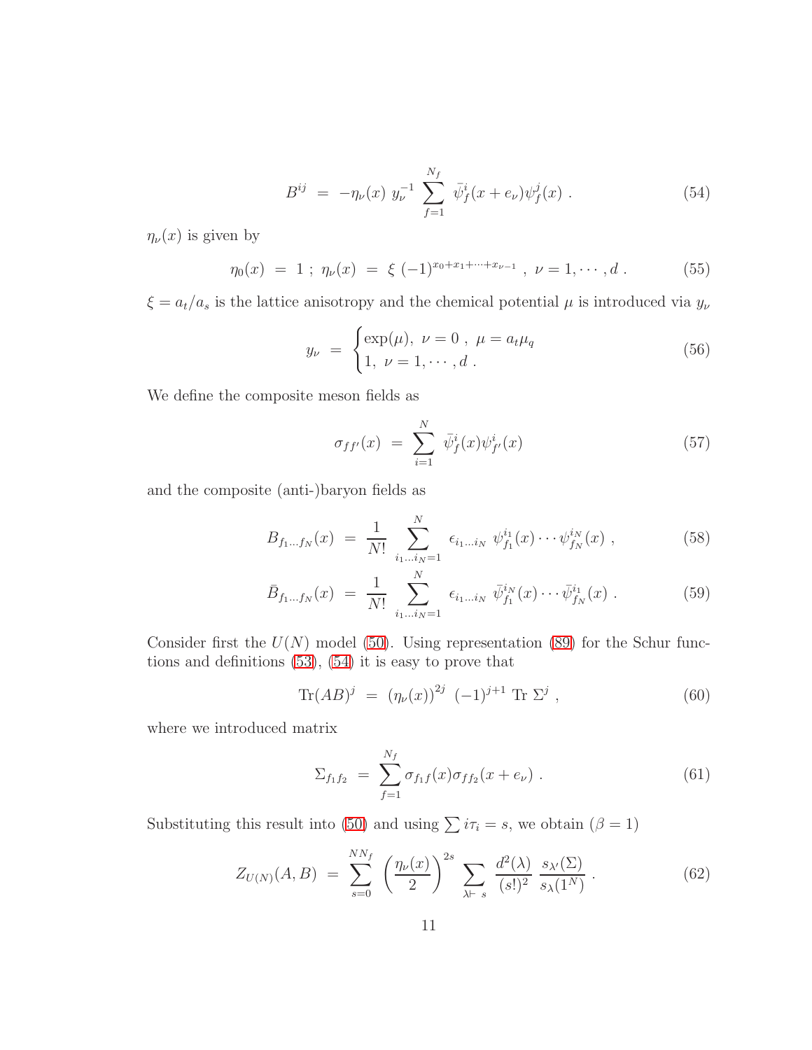$$B^{ij} \;=\; -\eta_\nu(x)\; y_\nu^{-1} \sum_{f=1}^{N_f} \bar{\psi}_f^i(x+e_\nu)\psi_f^j(x) \; . \tag{54}$$

$\eta_\nu(x)$ is given by

$$\eta_0(x) \;=\; 1 \; ; \; \eta_\nu(x) \;=\; \xi \; (-1)^{x_0+x_1+\cdots+x_{\nu-1}} \; , \; \nu=1,\cdots,d \; . \tag{55}$$

$\xi = a_t/a_s$ is the lattice anisotropy and the chemical potential $\mu$ is introduced via $y_\nu$

$$y_\nu \;=\; \begin{cases} \exp(\mu), \; \nu = 0 \; , \; \mu = a_t\mu_q \\ 1, \; \nu = 1,\cdots,d \; . \end{cases} \tag{56}$$

We define the composite meson fields as

$$\sigma_{ff'}(x) \;=\; \sum_{i=1}^{N} \bar{\psi}_f^i(x)\psi_{f'}^i(x) \tag{57}$$

and the composite (anti-)baryon fields as

$$B_{f_1\ldots f_N}(x) \;=\; \frac{1}{N!} \sum_{i_1\ldots i_N=1}^{N} \epsilon_{i_1\ldots i_N} \; \psi_{f_1}^{i_1}(x)\cdots\psi_{f_N}^{i_N}(x) \; , \tag{58}$$

$$\bar{B}_{f_1\ldots f_N}(x) \;=\; \frac{1}{N!} \sum_{i_1\ldots i_N=1}^{N} \epsilon_{i_1\ldots i_N} \; \bar{\psi}_{f_1}^{i_N}(x)\cdots\bar{\psi}_{f_N}^{i_1}(x) \; . \tag{59}$$

Consider first the $U(N)$ model (50). Using representation (89) for the Schur functions and definitions (53), (54) it is easy to prove that

$$\mathrm{Tr}(AB)^j \;=\; (\eta_\nu(x))^{2j} \; (-1)^{j+1} \; \mathrm{Tr}\; \Sigma^j \; , \tag{60}$$

where we introduced matrix

$$\Sigma_{f_1f_2} \;=\; \sum_{f=1}^{N_f} \sigma_{f_1f}(x)\sigma_{ff_2}(x+e_\nu) \; . \tag{61}$$

Substituting this result into (50) and using $\sum i\tau_i = s$, we obtain ($\beta = 1$)

$$Z_{U(N)}(A,B) \;=\; \sum_{s=0}^{NN_f} \left(\frac{\eta_\nu(x)}{2}\right)^{2s} \sum_{\lambda\vdash\; s} \frac{d^2(\lambda)}{(s!)^2} \; \frac{s_{\lambda'}(\Sigma)}{s_\lambda(1^N)} \; . \tag{62}$$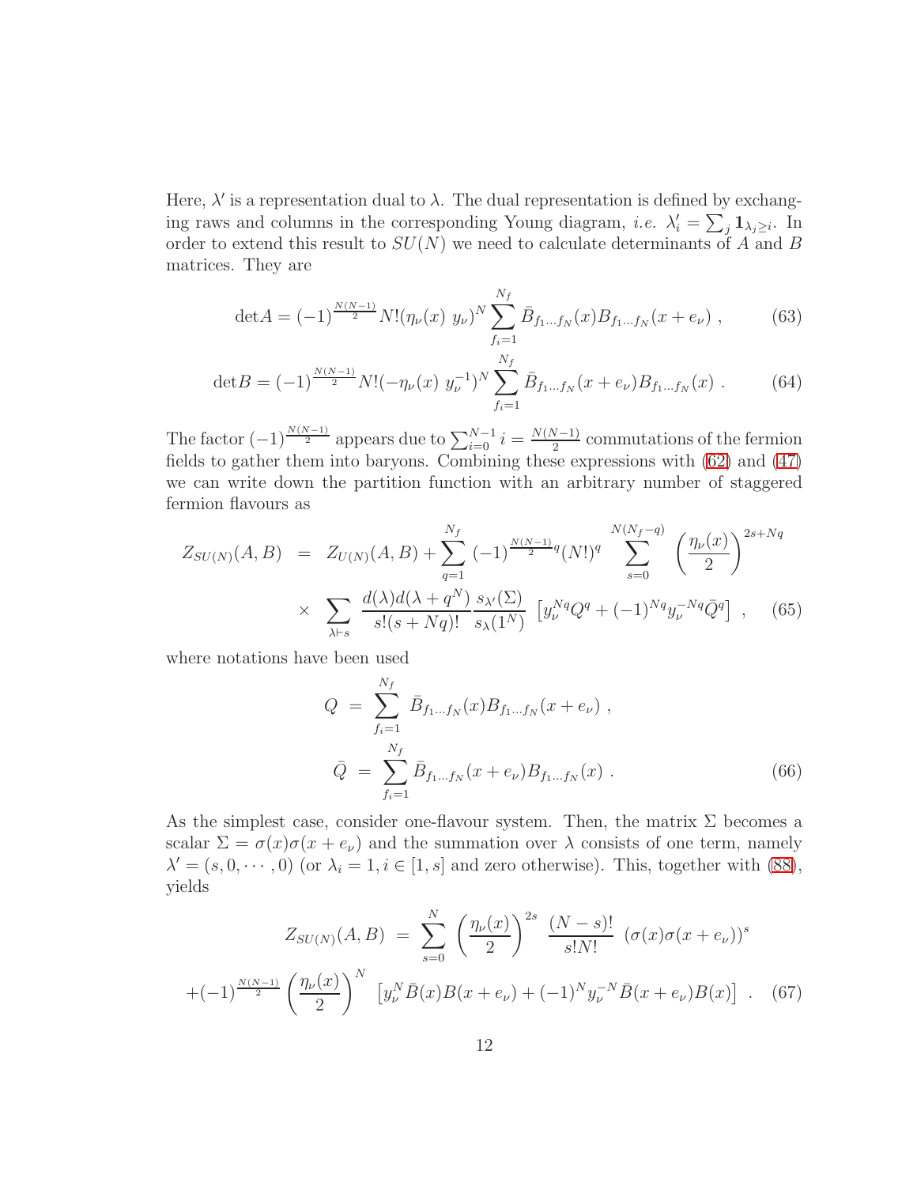Here, $\lambda'$ is a representation dual to $\lambda$. The dual representation is defined by exchanging raws and columns in the corresponding Young diagram, *i.e.* $\lambda'_i = \sum_j \mathbf{1}_{\lambda_j \geq i}$. In order to extend this result to $SU(N)$ we need to calculate determinants of $A$ and $B$ matrices. They are

$$\det A = (-1)^{\frac{N(N-1)}{2}} N! (\eta_\nu(x)\ y_\nu)^N \sum_{f_i=1}^{N_f} \bar{B}_{f_1 \dots f_N}(x) B_{f_1 \dots f_N}(x+e_\nu) \ , \tag{63}$$

$$\det B = (-1)^{\frac{N(N-1)}{2}} N! (-\eta_\nu(x)\ y_\nu^{-1})^N \sum_{f_i=1}^{N_f} \bar{B}_{f_1 \dots f_N}(x+e_\nu) B_{f_1 \dots f_N}(x) \ . \tag{64}$$

The factor $(-1)^{\frac{N(N-1)}{2}}$ appears due to $\sum_{i=0}^{N-1} i = \frac{N(N-1)}{2}$ commutations of the fermion fields to gather them into baryons. Combining these expressions with (62) and (47) we can write down the partition function with an arbitrary number of staggered fermion flavours as

$$\begin{aligned}
Z_{SU(N)}(A,B) \ &= \ Z_{U(N)}(A,B) + \sum_{q=1}^{N_f} (-1)^{\frac{N(N-1)}{2}q} (N!)^q \sum_{s=0}^{N(N_f-q)} \left( \frac{\eta_\nu(x)}{2} \right)^{2s+Nq} \\
&\times \ \sum_{\lambda \vdash s} \frac{d(\lambda) d(\lambda + q^N)}{s!(s+Nq)!} \frac{s_{\lambda'}(\Sigma)}{s_\lambda(1^N)} \left[ y_\nu^{Nq} Q^q + (-1)^{Nq} y_\nu^{-Nq} \bar{Q}^q \right] \ ,
\end{aligned} \tag{65}$$

where notations have been used

$$\begin{aligned}
Q \ &= \ \sum_{f_i=1}^{N_f} \bar{B}_{f_1 \dots f_N}(x) B_{f_1 \dots f_N}(x+e_\nu) \ , \\
\bar{Q} \ &= \ \sum_{f_i=1}^{N_f} \bar{B}_{f_1 \dots f_N}(x+e_\nu) B_{f_1 \dots f_N}(x) \ .
\end{aligned} \tag{66}$$

As the simplest case, consider one-flavour system. Then, the matrix $\Sigma$ becomes a scalar $\Sigma = \sigma(x)\sigma(x+e_\nu)$ and the summation over $\lambda$ consists of one term, namely $\lambda' = (s, 0, \cdots, 0)$ (or $\lambda_i = 1, i \in [1,s]$ and zero otherwise). This, together with (88), yields

$$\begin{aligned}
Z_{SU(N)}(A,B) \ &= \ \sum_{s=0}^{N} \left( \frac{\eta_\nu(x)}{2} \right)^{2s} \ \frac{(N-s)!}{s!N!} \ (\sigma(x)\sigma(x+e_\nu))^s \\
+(-1)^{\frac{N(N-1)}{2}} &\left( \frac{\eta_\nu(x)}{2} \right)^N \ \left[ y_\nu^N \bar{B}(x) B(x+e_\nu) + (-1)^N y_\nu^{-N} \bar{B}(x+e_\nu) B(x) \right] \ .
\end{aligned} \tag{67}$$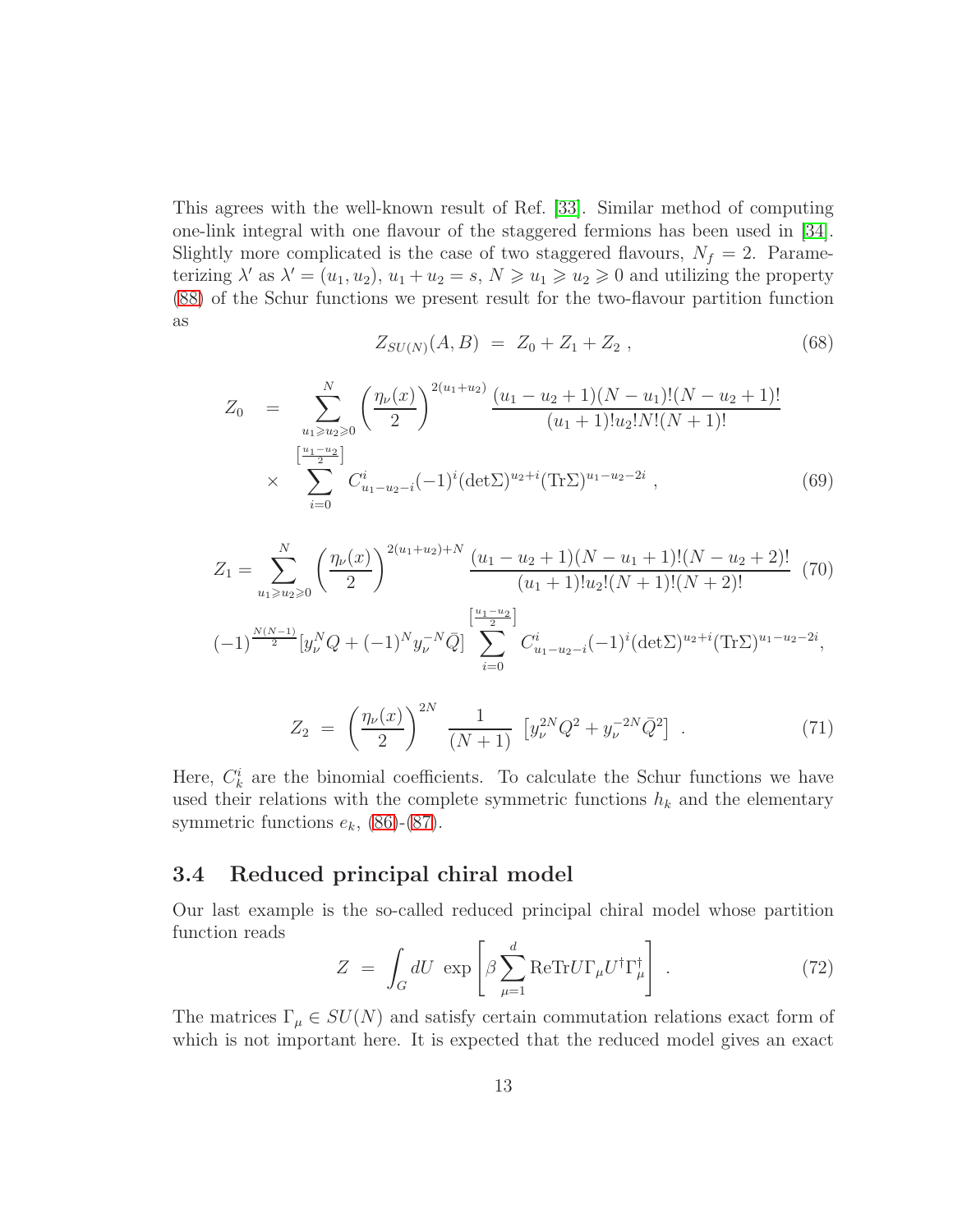This agrees with the well-known result of Ref. [33]. Similar method of computing one-link integral with one flavour of the staggered fermions has been used in [34]. Slightly more complicated is the case of two staggered flavours, $N_f = 2$. Parameterizing $\lambda'$ as $\lambda' = (u_1, u_2)$, $u_1 + u_2 = s$, $N \geqslant u_1 \geqslant u_2 \geqslant 0$ and utilizing the property (88) of the Schur functions we present result for the two-flavour partition function as

$$Z_{SU(N)}(A,B) \ = \ Z_0 + Z_1 + Z_2 \ , \tag{68}$$

$$Z_0 \ = \ \sum_{u_1 \geqslant u_2 \geqslant 0}^{N} \left(\frac{\eta_\nu(x)}{2}\right)^{2(u_1+u_2)} \frac{(u_1-u_2+1)(N-u_1)!(N-u_2+1)!}{(u_1+1)!u_2!N!(N+1)!} \times \sum_{i=0}^{\left[\frac{u_1-u_2}{2}\right]} C^i_{u_1-u_2-i}(-1)^i(\det\Sigma)^{u_2+i}(\mathrm{Tr}\Sigma)^{u_1-u_2-2i} \ , \tag{69}$$

$$Z_1 = \sum_{u_1 \geqslant u_2 \geqslant 0}^{N} \left(\frac{\eta_\nu(x)}{2}\right)^{2(u_1+u_2)+N} \frac{(u_1-u_2+1)(N-u_1+1)!(N-u_2+2)!}{(u_1+1)!u_2!(N+1)!(N+2)!} (-1)^{\frac{N(N-1)}{2}}[y_\nu^N Q + (-1)^N y_\nu^{-N}\bar{Q}] \sum_{i=0}^{\left[\frac{u_1-u_2}{2}\right]} C^i_{u_1-u_2-i}(-1)^i(\det\Sigma)^{u_2+i}(\mathrm{Tr}\Sigma)^{u_1-u_2-2i}, \tag{70}$$

$$Z_2 \ = \ \left(\frac{\eta_\nu(x)}{2}\right)^{2N} \ \frac{1}{(N+1)} \ \left[y_\nu^{2N}Q^2 + y_\nu^{-2N}\bar{Q}^2\right] \ . \tag{71}$$

Here, $C^i_k$ are the binomial coefficients. To calculate the Schur functions we have used their relations with the complete symmetric functions $h_k$ and the elementary symmetric functions $e_k$, (86)-(87).

### 3.4 Reduced principal chiral model

Our last example is the so-called reduced principal chiral model whose partition function reads

$$Z \ = \ \int_G dU \ \exp\left[\beta \sum_{\mu=1}^{d} \mathrm{ReTr} U\Gamma_\mu U^\dagger \Gamma_\mu^\dagger\right] \ . \tag{72}$$

The matrices $\Gamma_\mu \in SU(N)$ and satisfy certain commutation relations exact form of which is not important here. It is expected that the reduced model gives an exact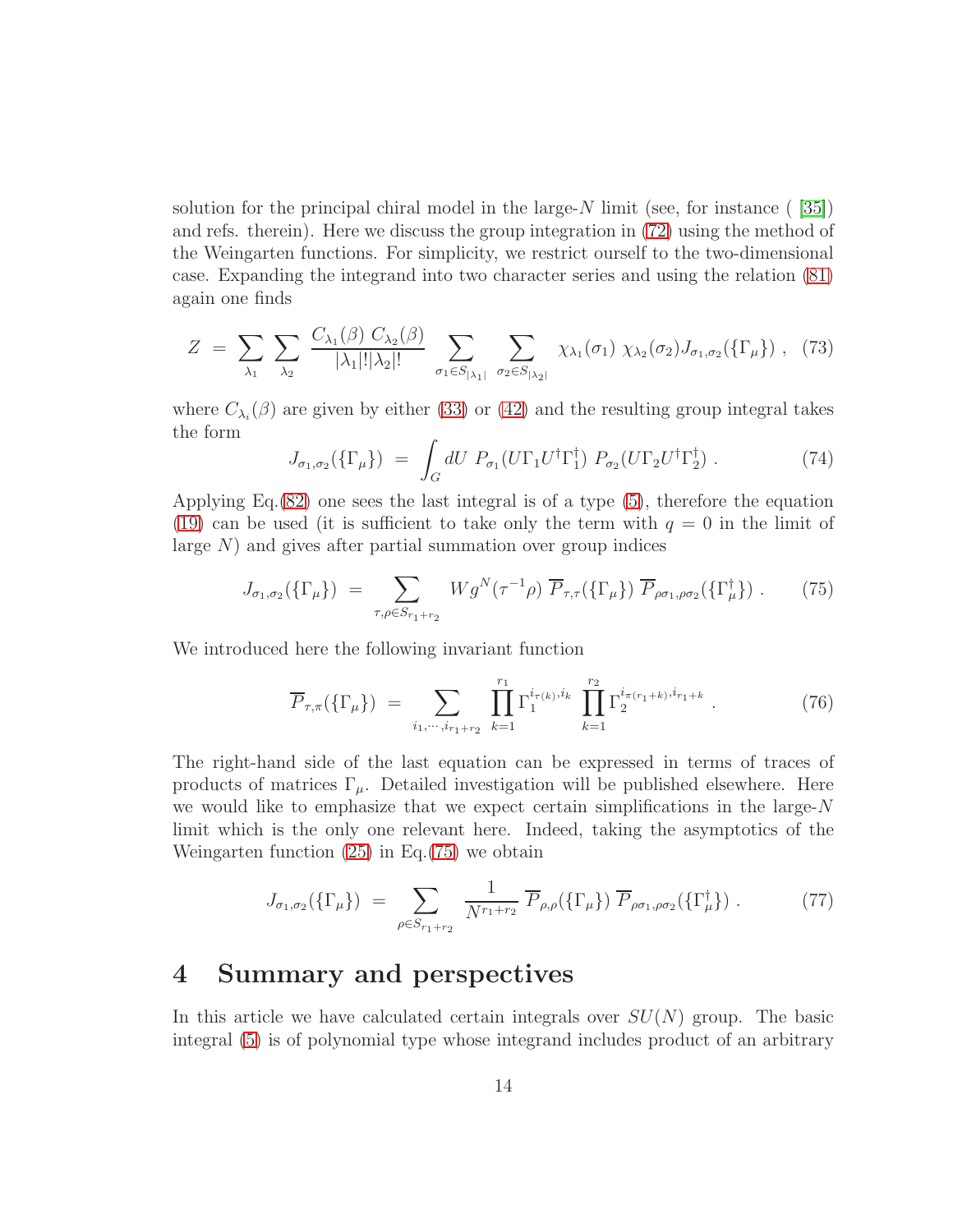solution for the principal chiral model in the large-$N$ limit (see, for instance ( [35]) and refs. therein). Here we discuss the group integration in (72) using the method of the Weingarten functions. For simplicity, we restrict ourself to the two-dimensional case. Expanding the integrand into two character series and using the relation (81) again one finds

$$Z \;=\; \sum_{\lambda_1}\sum_{\lambda_2} \frac{C_{\lambda_1}(\beta)\; C_{\lambda_2}(\beta)}{|\lambda_1|!|\lambda_2|!} \sum_{\sigma_1\in S_{|\lambda_1|}} \sum_{\sigma_2\in S_{|\lambda_2|}} \chi_{\lambda_1}(\sigma_1)\; \chi_{\lambda_2}(\sigma_2) J_{\sigma_1,\sigma_2}(\{\Gamma_\mu\}) \;, \quad (73)$$

where $C_{\lambda_i}(\beta)$ are given by either (33) or (42) and the resulting group integral takes the form

$$J_{\sigma_1,\sigma_2}(\{\Gamma_\mu\}) \;=\; \int_G dU\; P_{\sigma_1}(U\Gamma_1 U^\dagger \Gamma_1^\dagger)\; P_{\sigma_2}(U\Gamma_2 U^\dagger \Gamma_2^\dagger) \;. \quad (74)$$

Applying Eq.(82) one sees the last integral is of a type (5), therefore the equation (19) can be used (it is sufficient to take only the term with $q = 0$ in the limit of large $N$) and gives after partial summation over group indices

$$J_{\sigma_1,\sigma_2}(\{\Gamma_\mu\}) \;=\; \sum_{\tau,\rho\in S_{r_1+r_2}} Wg^N(\tau^{-1}\rho)\; \overline{P}_{\tau,\tau}(\{\Gamma_\mu\})\; \overline{P}_{\rho\sigma_1,\rho\sigma_2}(\{\Gamma_\mu^\dagger\}) \;. \quad (75)$$

We introduced here the following invariant function

$$\overline{P}_{\tau,\pi}(\{\Gamma_\mu\}) \;=\; \sum_{i_1,\cdots,i_{r_1+r_2}} \prod_{k=1}^{r_1} \Gamma_1^{i_{\tau(k)},i_k} \prod_{k=1}^{r_2} \Gamma_2^{i_{\pi(r_1+k)},i_{r_1+k}} \;. \quad (76)$$

The right-hand side of the last equation can be expressed in terms of traces of products of matrices $\Gamma_\mu$. Detailed investigation will be published elsewhere. Here we would like to emphasize that we expect certain simplifications in the large-$N$ limit which is the only one relevant here. Indeed, taking the asymptotics of the Weingarten function (25) in Eq.(75) we obtain

$$J_{\sigma_1,\sigma_2}(\{\Gamma_\mu\}) \;=\; \sum_{\rho\in S_{r_1+r_2}} \frac{1}{N^{r_1+r_2}}\; \overline{P}_{\rho,\rho}(\{\Gamma_\mu\})\; \overline{P}_{\rho\sigma_1,\rho\sigma_2}(\{\Gamma_\mu^\dagger\}) \;. \quad (77)$$

# 4 Summary and perspectives

In this article we have calculated certain integrals over $SU(N)$ group. The basic integral (5) is of polynomial type whose integrand includes product of an arbitrary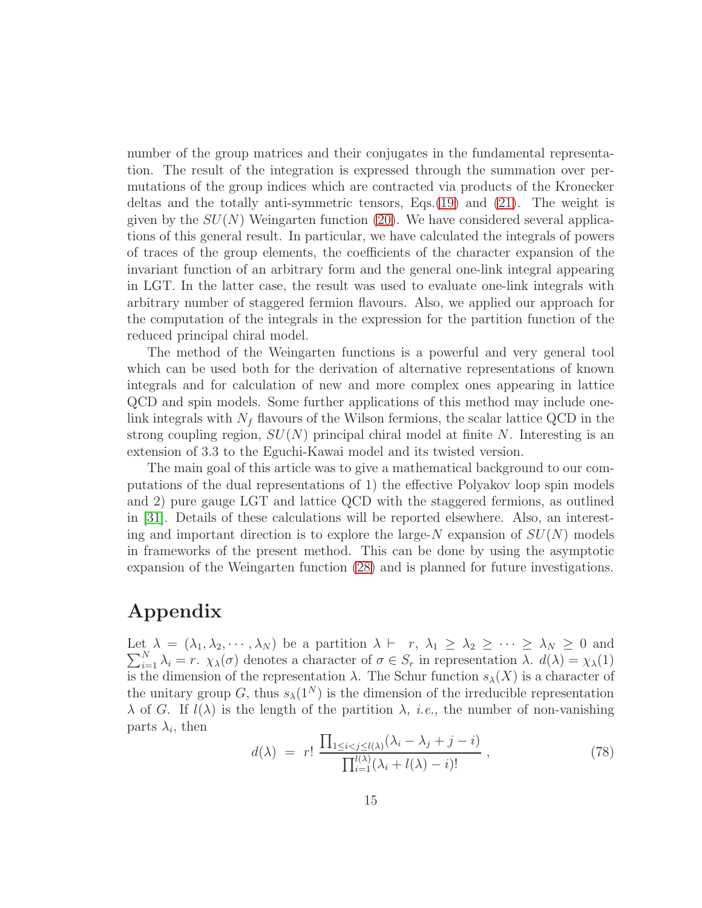number of the group matrices and their conjugates in the fundamental representation. The result of the integration is expressed through the summation over permutations of the group indices which are contracted via products of the Kronecker deltas and the totally anti-symmetric tensors, Eqs.(19) and (21). The weight is given by the $SU(N)$ Weingarten function (20). We have considered several applications of this general result. In particular, we have calculated the integrals of powers of traces of the group elements, the coefficients of the character expansion of the invariant function of an arbitrary form and the general one-link integral appearing in LGT. In the latter case, the result was used to evaluate one-link integrals with arbitrary number of staggered fermion flavours. Also, we applied our approach for the computation of the integrals in the expression for the partition function of the reduced principal chiral model.

The method of the Weingarten functions is a powerful and very general tool which can be used both for the derivation of alternative representations of known integrals and for calculation of new and more complex ones appearing in lattice QCD and spin models. Some further applications of this method may include one-link integrals with $N_f$ flavours of the Wilson fermions, the scalar lattice QCD in the strong coupling region, $SU(N)$ principal chiral model at finite $N$. Interesting is an extension of 3.3 to the Eguchi-Kawai model and its twisted version.

The main goal of this article was to give a mathematical background to our computations of the dual representations of 1) the effective Polyakov loop spin models and 2) pure gauge LGT and lattice QCD with the staggered fermions, as outlined in [31]. Details of these calculations will be reported elsewhere. Also, an interesting and important direction is to explore the large-$N$ expansion of $SU(N)$ models in frameworks of the present method. This can be done by using the asymptotic expansion of the Weingarten function (28) and is planned for future investigations.

# Appendix

Let $\lambda = (\lambda_1, \lambda_2, \cdots, \lambda_N)$ be a partition $\lambda \vdash r$, $\lambda_1 \geq \lambda_2 \geq \cdots \geq \lambda_N \geq 0$ and $\sum_{i=1}^{N} \lambda_i = r$. $\chi_\lambda(\sigma)$ denotes a character of $\sigma \in S_r$ in representation $\lambda$. $d(\lambda) = \chi_\lambda(1)$ is the dimension of the representation $\lambda$. The Schur function $s_\lambda(X)$ is a character of the unitary group $G$, thus $s_\lambda(1^N)$ is the dimension of the irreducible representation $\lambda$ of $G$. If $l(\lambda)$ is the length of the partition $\lambda$, *i.e.*, the number of non-vanishing parts $\lambda_i$, then

$$d(\lambda) \;=\; r! \, \frac{\prod_{1\leq i<j\leq l(\lambda)} (\lambda_i - \lambda_j + j - i)}{\prod_{i=1}^{l(\lambda)} (\lambda_i + l(\lambda) - i)!} \,, \tag{78}$$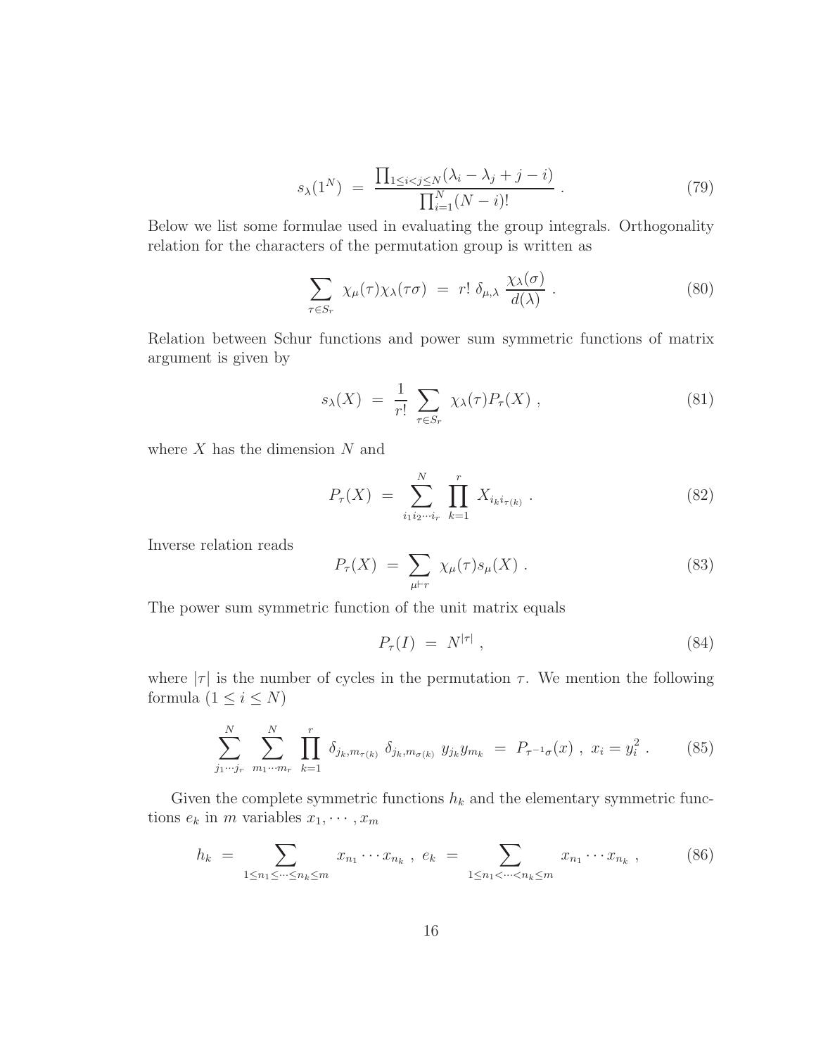$$s_\lambda(1^N) \;=\; \frac{\prod_{1\le i<j\le N}(\lambda_i - \lambda_j + j - i)}{\prod_{i=1}^{N}(N-i)!} \;. \tag{79}$$

Below we list some formulae used in evaluating the group integrals. Orthogonality relation for the characters of the permutation group is written as

$$\sum_{\tau\in S_r} \chi_\mu(\tau)\chi_\lambda(\tau\sigma) \;=\; r!\;\delta_{\mu,\lambda}\;\frac{\chi_\lambda(\sigma)}{d(\lambda)} \;. \tag{80}$$

Relation between Schur functions and power sum symmetric functions of matrix argument is given by

$$s_\lambda(X) \;=\; \frac{1}{r!}\sum_{\tau\in S_r} \chi_\lambda(\tau) P_\tau(X) \;, \tag{81}$$

where $X$ has the dimension $N$ and

$$P_\tau(X) \;=\; \sum_{i_1 i_2\cdots i_r}^{N} \prod_{k=1}^{r} X_{i_k i_{\tau(k)}} \;. \tag{82}$$

Inverse relation reads

$$P_\tau(X) \;=\; \sum_{\mu\vdash r} \chi_\mu(\tau) s_\mu(X) \;. \tag{83}$$

The power sum symmetric function of the unit matrix equals

$$P_\tau(I) \;=\; N^{|\tau|} \;, \tag{84}$$

where $|\tau|$ is the number of cycles in the permutation $\tau$. We mention the following formula $(1 \le i \le N)$

$$\sum_{j_1\cdots j_r}^{N}\;\sum_{m_1\cdots m_r}^{N}\;\prod_{k=1}^{r} \delta_{j_k,m_{\tau(k)}}\;\delta_{j_k,m_{\sigma(k)}}\; y_{j_k} y_{m_k} \;=\; P_{\tau^{-1}\sigma}(x) \;,\; x_i = y_i^2 \;. \tag{85}$$

Given the complete symmetric functions $h_k$ and the elementary symmetric functions $e_k$ in $m$ variables $x_1, \cdots, x_m$

$$h_k \;=\; \sum_{1\le n_1\le\cdots\le n_k\le m} x_{n_1}\cdots x_{n_k} \;,\; e_k \;=\; \sum_{1\le n_1<\cdots<n_k\le m} x_{n_1}\cdots x_{n_k} \;, \tag{86}$$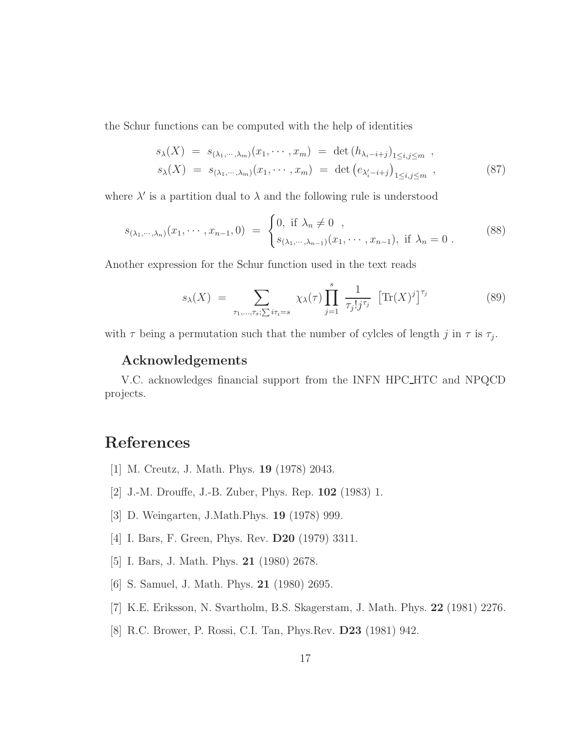the Schur functions can be computed with the help of identities

$$
\begin{aligned}
s_\lambda(X) &= s_{(\lambda_1,\cdots,\lambda_m)}(x_1,\cdots,x_m) = \det\left(h_{\lambda_i-i+j}\right)_{1\le i,j\le m} \;, \\
s_\lambda(X) &= s_{(\lambda_1,\cdots,\lambda_m)}(x_1,\cdots,x_m) = \det\left(e_{\lambda'_i-i+j}\right)_{1\le i,j\le m} \;,
\end{aligned}
\tag{87}
$$

where $\lambda'$ is a partition dual to $\lambda$ and the following rule is understood

$$
s_{(\lambda_1,\cdots,\lambda_n)}(x_1,\cdots,x_{n-1},0) = \begin{cases} 0, \text{ if } \lambda_n \neq 0 \;, \\ s_{(\lambda_1,\cdots,\lambda_{n-1})}(x_1,\cdots,x_{n-1}), \text{ if } \lambda_n = 0 \;. \end{cases}
\tag{88}
$$

Another expression for the Schur function used in the text reads

$$
s_\lambda(X) = \sum_{\tau_1,\ldots,\tau_s;\sum i\tau_i = s} \chi_\lambda(\tau) \prod_{j=1}^{s} \frac{1}{\tau_j! j^{\tau_j}} \left[\mathrm{Tr}(X)^j\right]^{\tau_j}
\tag{89}
$$

with $\tau$ being a permutation such that the number of cylcles of length $j$ in $\tau$ is $\tau_j$.

### Acknowledgements

V.C. acknowledges financial support from the INFN HPC_HTC and NPQCD projects.

# References

[1] M. Creutz, J. Math. Phys. **19** (1978) 2043.

[2] J.-M. Drouffe, J.-B. Zuber, Phys. Rep. **102** (1983) 1.

[3] D. Weingarten, J.Math.Phys. **19** (1978) 999.

[4] I. Bars, F. Green, Phys. Rev. **D20** (1979) 3311.

[5] I. Bars, J. Math. Phys. **21** (1980) 2678.

[6] S. Samuel, J. Math. Phys. **21** (1980) 2695.

[7] K.E. Eriksson, N. Svartholm, B.S. Skagerstam, J. Math. Phys. **22** (1981) 2276.

[8] R.C. Brower, P. Rossi, C.I. Tan, Phys.Rev. **D23** (1981) 942.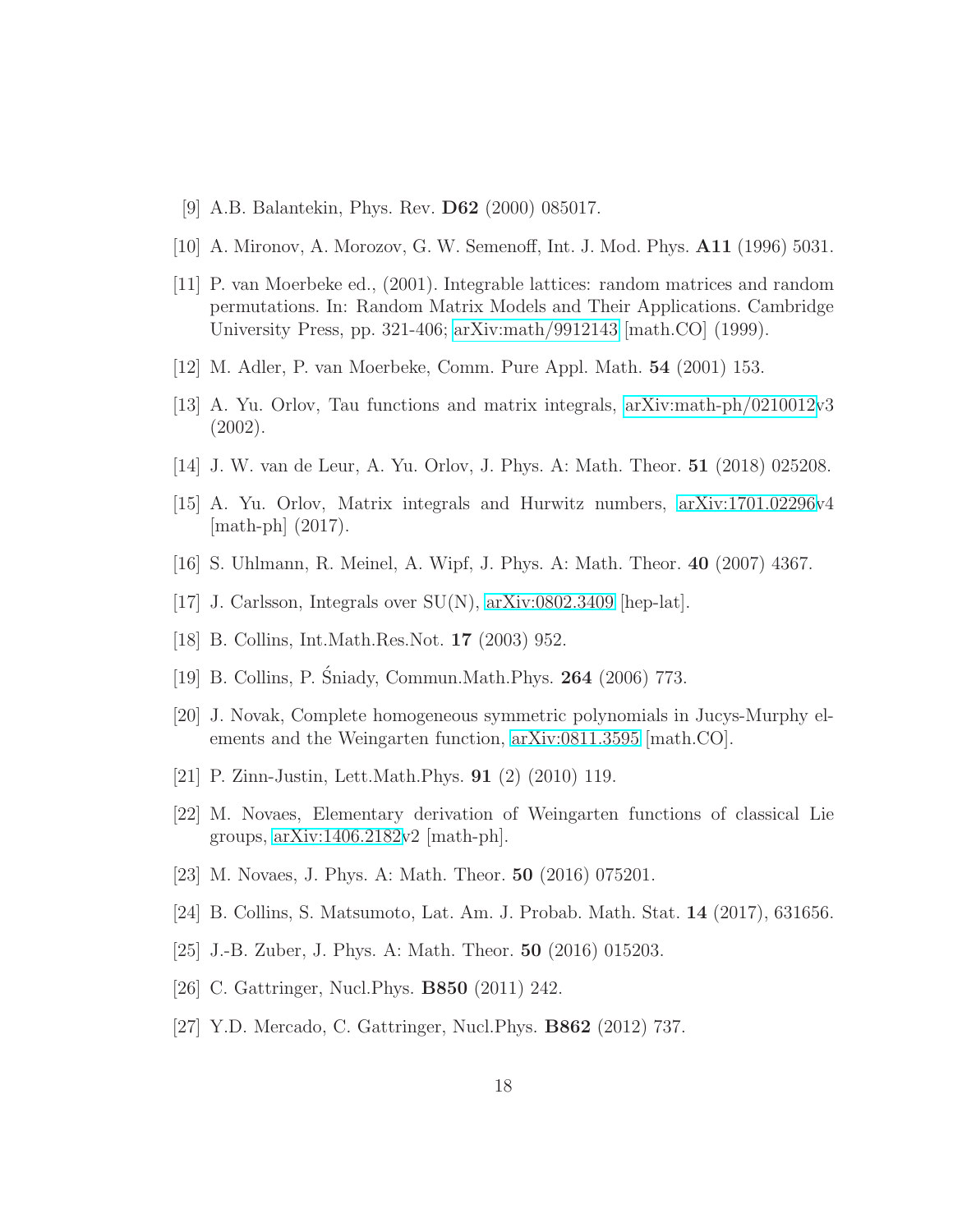[9] A.B. Balantekin, Phys. Rev. **D62** (2000) 085017.

[10] A. Mironov, A. Morozov, G. W. Semenoff, Int. J. Mod. Phys. **A11** (1996) 5031.

[11] P. van Moerbeke ed., (2001). Integrable lattices: random matrices and random permutations. In: Random Matrix Models and Their Applications. Cambridge University Press, pp. 321-406; arXiv:math/9912143 [math.CO] (1999).

[12] M. Adler, P. van Moerbeke, Comm. Pure Appl. Math. **54** (2001) 153.

[13] A. Yu. Orlov, Tau functions and matrix integrals, arXiv:math-ph/0210012v3 (2002).

[14] J. W. van de Leur, A. Yu. Orlov, J. Phys. A: Math. Theor. **51** (2018) 025208.

[15] A. Yu. Orlov, Matrix integrals and Hurwitz numbers, arXiv:1701.02296v4 [math-ph] (2017).

[16] S. Uhlmann, R. Meinel, A. Wipf, J. Phys. A: Math. Theor. **40** (2007) 4367.

[17] J. Carlsson, Integrals over SU(N), arXiv:0802.3409 [hep-lat].

[18] B. Collins, Int.Math.Res.Not. **17** (2003) 952.

[19] B. Collins, P. Śniady, Commun.Math.Phys. **264** (2006) 773.

[20] J. Novak, Complete homogeneous symmetric polynomials in Jucys-Murphy elements and the Weingarten function, arXiv:0811.3595 [math.CO].

[21] P. Zinn-Justin, Lett.Math.Phys. **91** (2) (2010) 119.

[22] M. Novaes, Elementary derivation of Weingarten functions of classical Lie groups, arXiv:1406.2182v2 [math-ph].

[23] M. Novaes, J. Phys. A: Math. Theor. **50** (2016) 075201.

[24] B. Collins, S. Matsumoto, Lat. Am. J. Probab. Math. Stat. **14** (2017), 631656.

[25] J.-B. Zuber, J. Phys. A: Math. Theor. **50** (2016) 015203.

[26] C. Gattringer, Nucl.Phys. **B850** (2011) 242.

[27] Y.D. Mercado, C. Gattringer, Nucl.Phys. **B862** (2012) 737.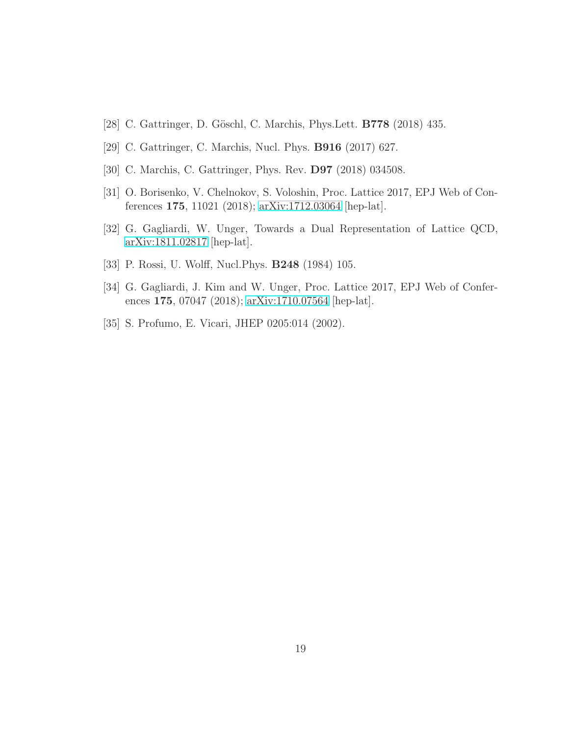[28] C. Gattringer, D. Göschl, C. Marchis, Phys.Lett. **B778** (2018) 435.

[29] C. Gattringer, C. Marchis, Nucl. Phys. **B916** (2017) 627.

[30] C. Marchis, C. Gattringer, Phys. Rev. **D97** (2018) 034508.

[31] O. Borisenko, V. Chelnokov, S. Voloshin, Proc. Lattice 2017, EPJ Web of Conferences **175**, 11021 (2018); arXiv:1712.03064 [hep-lat].

[32] G. Gagliardi, W. Unger, Towards a Dual Representation of Lattice QCD, arXiv:1811.02817 [hep-lat].

[33] P. Rossi, U. Wolff, Nucl.Phys. **B248** (1984) 105.

[34] G. Gagliardi, J. Kim and W. Unger, Proc. Lattice 2017, EPJ Web of Conferences **175**, 07047 (2018); arXiv:1710.07564 [hep-lat].

[35] S. Profumo, E. Vicari, JHEP 0205:014 (2002).